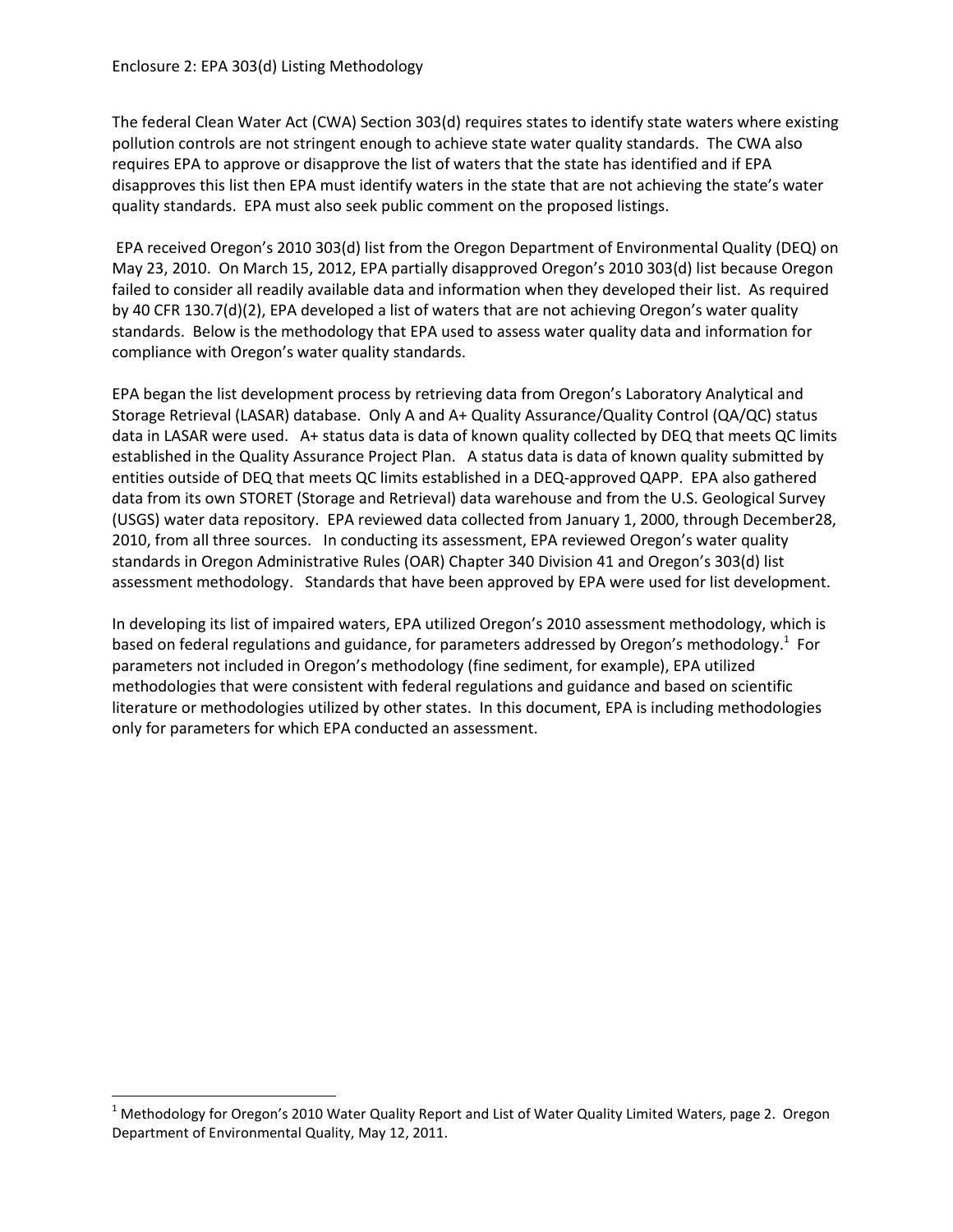Enclosure 2: EPA 303(d) Listing Methodology

The federal Clean Water Act (CWA) Section 303(d) requires states to identify state waters where existing pollution controls are not stringent enough to achieve state water quality standards. The CWA also requires EPA to approve or disapprove the list of waters that the state has identified and if EPA disapproves this list then EPA must identify waters in the state that are not achieving the state's water quality standards. EPA must also seek public comment on the proposed listings.

EPA received Oregon's 2010 303(d) list from the Oregon Department of Environmental Quality (DEQ) on May 23, 2010. On March 15, 2012, EPA partially disapproved Oregon's 2010 303(d) list because Oregon failed to consider all readily available data and information when they developed their list. As required by 40 CFR 130.7(d)(2), EPA developed a list of waters that are not achieving Oregon's water quality standards. Below is the methodology that EPA used to assess water quality data and information for compliance with Oregon's water quality standards.

EPA began the list development process by retrieving data from Oregon's Laboratory Analytical and Storage Retrieval (LASAR) database. Only A and A+ Quality Assurance/Quality Control (QA/QC) status data in LASAR were used. A+ status data is data of known quality collected by DEQ that meets QC limits established in the Quality Assurance Project Plan. A status data is data of known quality submitted by entities outside of DEQ that meets QC limits established in a DEQ-approved QAPP. EPA also gathered data from its own STORET (Storage and Retrieval) data warehouse and from the U.S. Geological Survey (USGS) water data repository. EPA reviewed data collected from January 1, 2000, through December28, 2010, from all three sources. In conducting its assessment, EPA reviewed Oregon's water quality standards in Oregon Administrative Rules (OAR) Chapter 340 Division 41 and Oregon's 303(d) list assessment methodology. Standards that have been approved by EPA were used for list development.

In developing its list of impaired waters, EPA utilized Oregon's 2010 assessment methodology, which is based on federal regulations and guidance, for parameters addressed by Oregon's methodology.[1] For parameters not included in Oregon's methodology (fine sediment, for example), EPA utilized methodologies that were consistent with federal regulations and guidance and based on scientific literature or methodologies utilized by other states. In this document, EPA is including methodologies only for parameters for which EPA conducted an assessment.

[1] Methodology for Oregon's 2010 Water Quality Report and List of Water Quality Limited Waters, page 2. Oregon Department of Environmental Quality, May 12, 2011.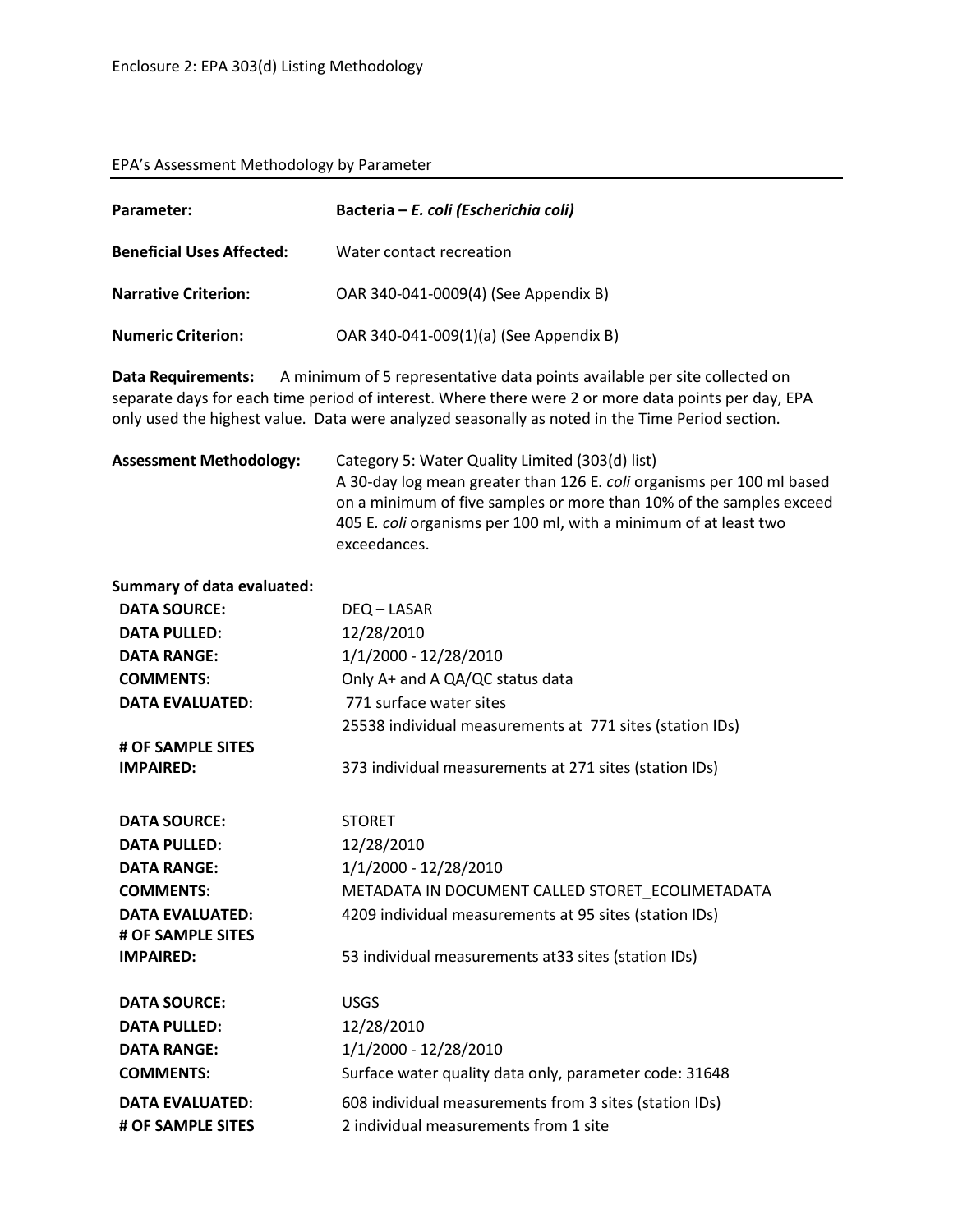Enclosure 2: EPA 303(d) Listing Methodology

EPA's Assessment Methodology by Parameter

**Parameter:** **Bacteria – *E. coli (Escherichia coli)***

**Beneficial Uses Affected:** Water contact recreation

**Narrative Criterion:** OAR 340-041-0009(4) (See Appendix B)

**Numeric Criterion:** OAR 340-041-009(1)(a) (See Appendix B)

**Data Requirements:** A minimum of 5 representative data points available per site collected on separate days for each time period of interest. Where there were 2 or more data points per day, EPA only used the highest value. Data were analyzed seasonally as noted in the Time Period section.

**Assessment Methodology:** Category 5: Water Quality Limited (303(d) list)
A 30-day log mean greater than 126 E. *coli* organisms per 100 ml based on a minimum of five samples or more than 10% of the samples exceed 405 E. *coli* organisms per 100 ml, with a minimum of at least two exceedances.

**Summary of data evaluated:**

| | |
|---|---|
| **DATA SOURCE:** | DEQ – LASAR |
| **DATA PULLED:** | 12/28/2010 |
| **DATA RANGE:** | 1/1/2000 - 12/28/2010 |
| **COMMENTS:** | Only A+ and A QA/QC status data |
| **DATA EVALUATED:** | 771 surface water sites<br>25538 individual measurements at 771 sites (station IDs) |
| **# OF SAMPLE SITES IMPAIRED:** | 373 individual measurements at 271 sites (station IDs) |
| | |
| **DATA SOURCE:** | STORET |
| **DATA PULLED:** | 12/28/2010 |
| **DATA RANGE:** | 1/1/2000 - 12/28/2010 |
| **COMMENTS:** | METADATA IN DOCUMENT CALLED STORET_ECOLIMETADATA |
| **DATA EVALUATED:** | 4209 individual measurements at 95 sites (station IDs) |
| **# OF SAMPLE SITES IMPAIRED:** | 53 individual measurements at33 sites (station IDs) |
| | |
| **DATA SOURCE:** | USGS |
| **DATA PULLED:** | 12/28/2010 |
| **DATA RANGE:** | 1/1/2000 - 12/28/2010 |
| **COMMENTS:** | Surface water quality data only, parameter code: 31648 |
| **DATA EVALUATED:** | 608 individual measurements from 3 sites (station IDs) |
| **# OF SAMPLE SITES** | 2 individual measurements from 1 site |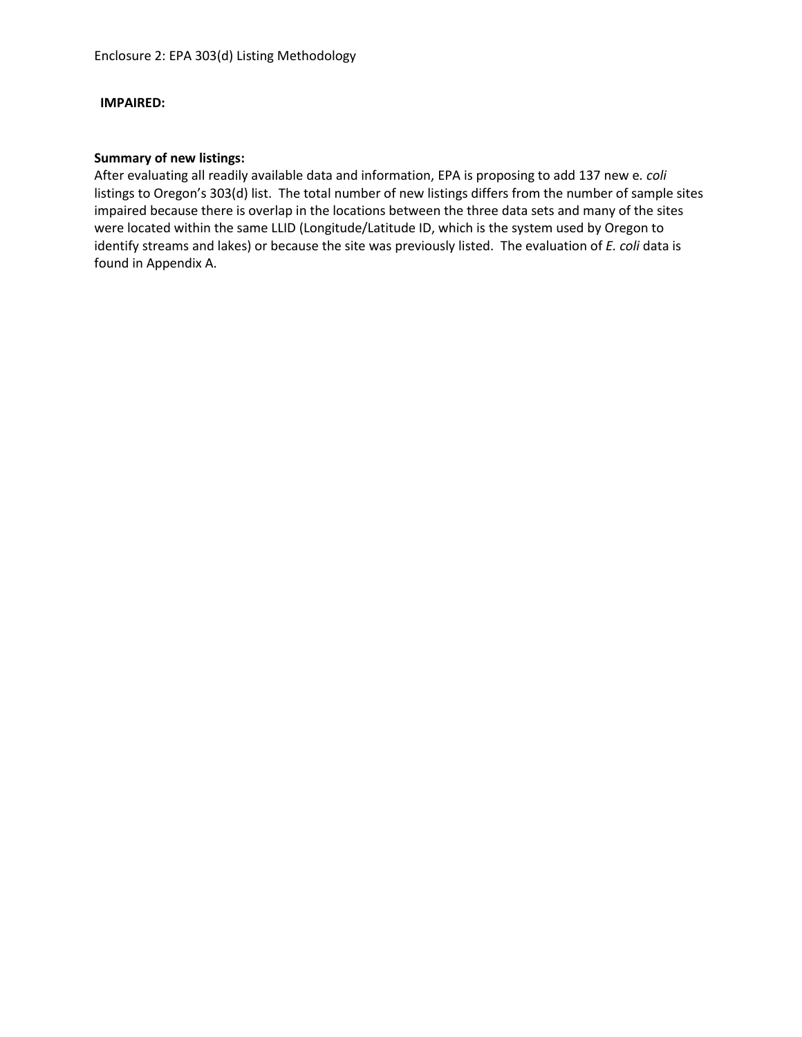Enclosure 2: EPA 303(d) Listing Methodology

**IMPAIRED:**

**Summary of new listings:**
After evaluating all readily available data and information, EPA is proposing to add 137 new e. *coli* listings to Oregon's 303(d) list. The total number of new listings differs from the number of sample sites impaired because there is overlap in the locations between the three data sets and many of the sites were located within the same LLID (Longitude/Latitude ID, which is the system used by Oregon to identify streams and lakes) or because the site was previously listed. The evaluation of *E. coli* data is found in Appendix A.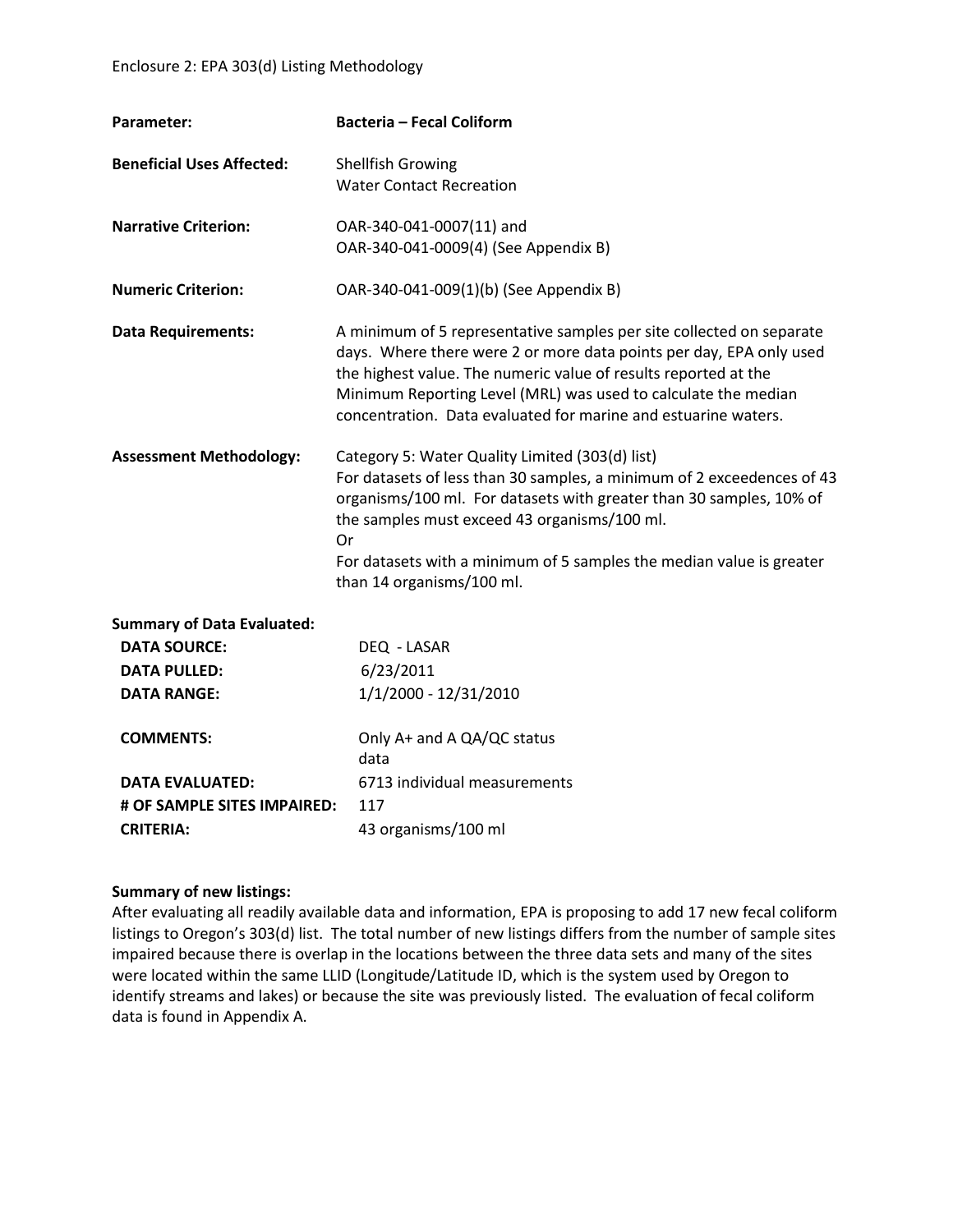Enclosure 2: EPA 303(d) Listing Methodology

| | |
|---|---|
| **Parameter:** | **Bacteria – Fecal Coliform** |
| **Beneficial Uses Affected:** | Shellfish Growing<br>Water Contact Recreation |
| **Narrative Criterion:** | OAR-340-041-0007(11) and<br>OAR-340-041-0009(4) (See Appendix B) |
| **Numeric Criterion:** | OAR-340-041-009(1)(b) (See Appendix B) |
| **Data Requirements:** | A minimum of 5 representative samples per site collected on separate days. Where there were 2 or more data points per day, EPA only used the highest value. The numeric value of results reported at the Minimum Reporting Level (MRL) was used to calculate the median concentration. Data evaluated for marine and estuarine waters. |
| **Assessment Methodology:** | Category 5: Water Quality Limited (303(d) list)<br>For datasets of less than 30 samples, a minimum of 2 exceedences of 43 organisms/100 ml. For datasets with greater than 30 samples, 10% of the samples must exceed 43 organisms/100 ml.<br>Or<br>For datasets with a minimum of 5 samples the median value is greater than 14 organisms/100 ml. |

**Summary of Data Evaluated:**

| | |
|---|---|
| **DATA SOURCE:** | DEQ - LASAR |
| **DATA PULLED:** | 6/23/2011 |
| **DATA RANGE:** | 1/1/2000 - 12/31/2010 |
| **COMMENTS:** | Only A+ and A QA/QC status data |
| **DATA EVALUATED:** | 6713 individual measurements |
| **# OF SAMPLE SITES IMPAIRED:** | 117 |
| **CRITERIA:** | 43 organisms/100 ml |

**Summary of new listings:**

After evaluating all readily available data and information, EPA is proposing to add 17 new fecal coliform listings to Oregon's 303(d) list. The total number of new listings differs from the number of sample sites impaired because there is overlap in the locations between the three data sets and many of the sites were located within the same LLID (Longitude/Latitude ID, which is the system used by Oregon to identify streams and lakes) or because the site was previously listed. The evaluation of fecal coliform data is found in Appendix A.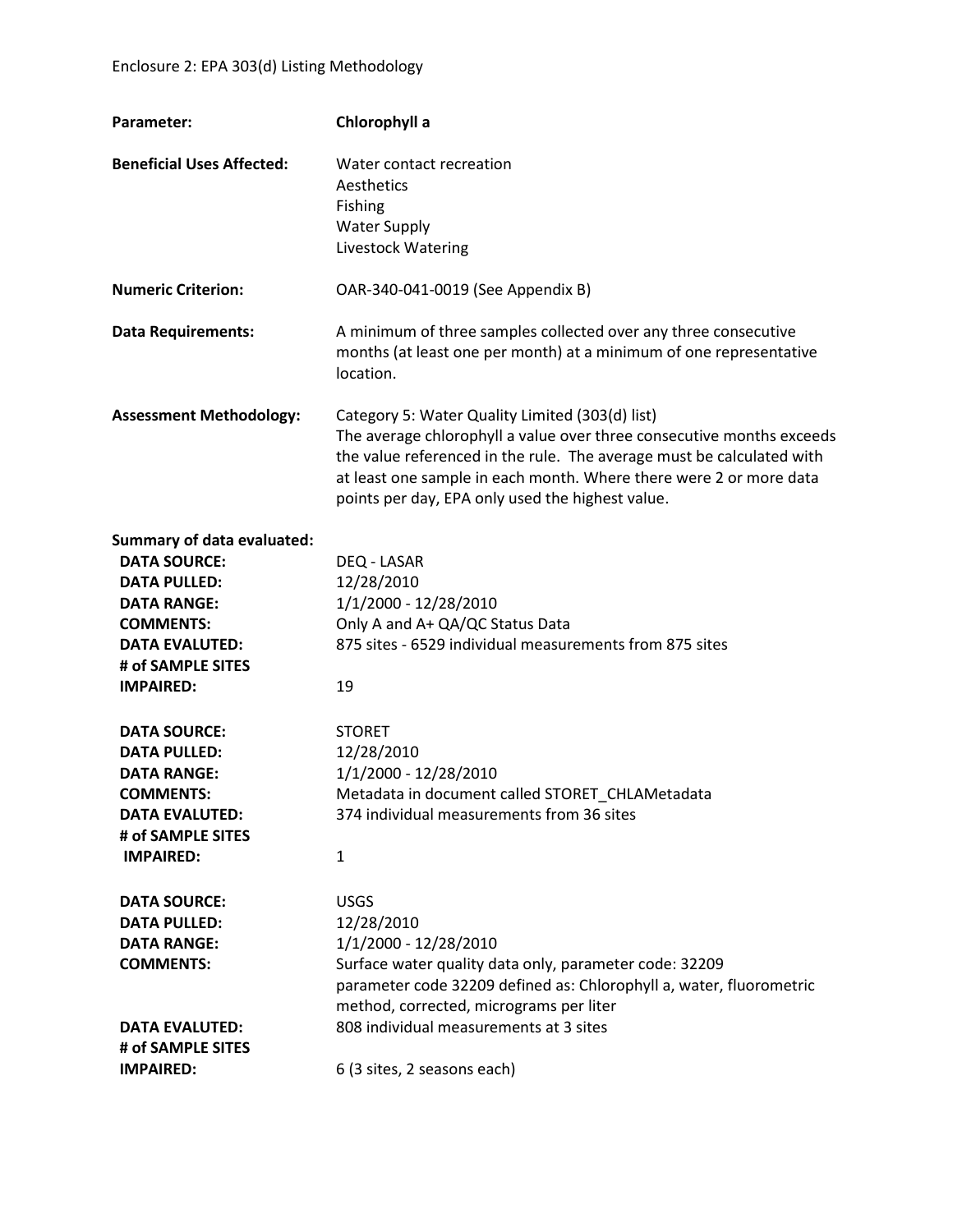Enclosure 2: EPA 303(d) Listing Methodology

**Parameter:** **Chlorophyll a**

**Beneficial Uses Affected:**
Water contact recreation
Aesthetics
Fishing
Water Supply
Livestock Watering

**Numeric Criterion:** OAR-340-041-0019 (See Appendix B)

**Data Requirements:** A minimum of three samples collected over any three consecutive months (at least one per month) at a minimum of one representative location.

**Assessment Methodology:** Category 5: Water Quality Limited (303(d) list)
The average chlorophyll a value over three consecutive months exceeds the value referenced in the rule. The average must be calculated with at least one sample in each month. Where there were 2 or more data points per day, EPA only used the highest value.

**Summary of data evaluated:**

**DATA SOURCE:** DEQ - LASAR
**DATA PULLED:** 12/28/2010
**DATA RANGE:** 1/1/2000 - 12/28/2010
**COMMENTS:** Only A and A+ QA/QC Status Data
**DATA EVALUTED:** 875 sites - 6529 individual measurements from 875 sites
**# of SAMPLE SITES IMPAIRED:** 19

**DATA SOURCE:** STORET
**DATA PULLED:** 12/28/2010
**DATA RANGE:** 1/1/2000 - 12/28/2010
**COMMENTS:** Metadata in document called STORET_CHLAMetadata
**DATA EVALUTED:** 374 individual measurements from 36 sites
**# of SAMPLE SITES IMPAIRED:** 1

**DATA SOURCE:** USGS
**DATA PULLED:** 12/28/2010
**DATA RANGE:** 1/1/2000 - 12/28/2010
**COMMENTS:** Surface water quality data only, parameter code: 32209
parameter code 32209 defined as: Chlorophyll a, water, fluorometric method, corrected, micrograms per liter
**DATA EVALUTED:** 808 individual measurements at 3 sites
**# of SAMPLE SITES IMPAIRED:** 6 (3 sites, 2 seasons each)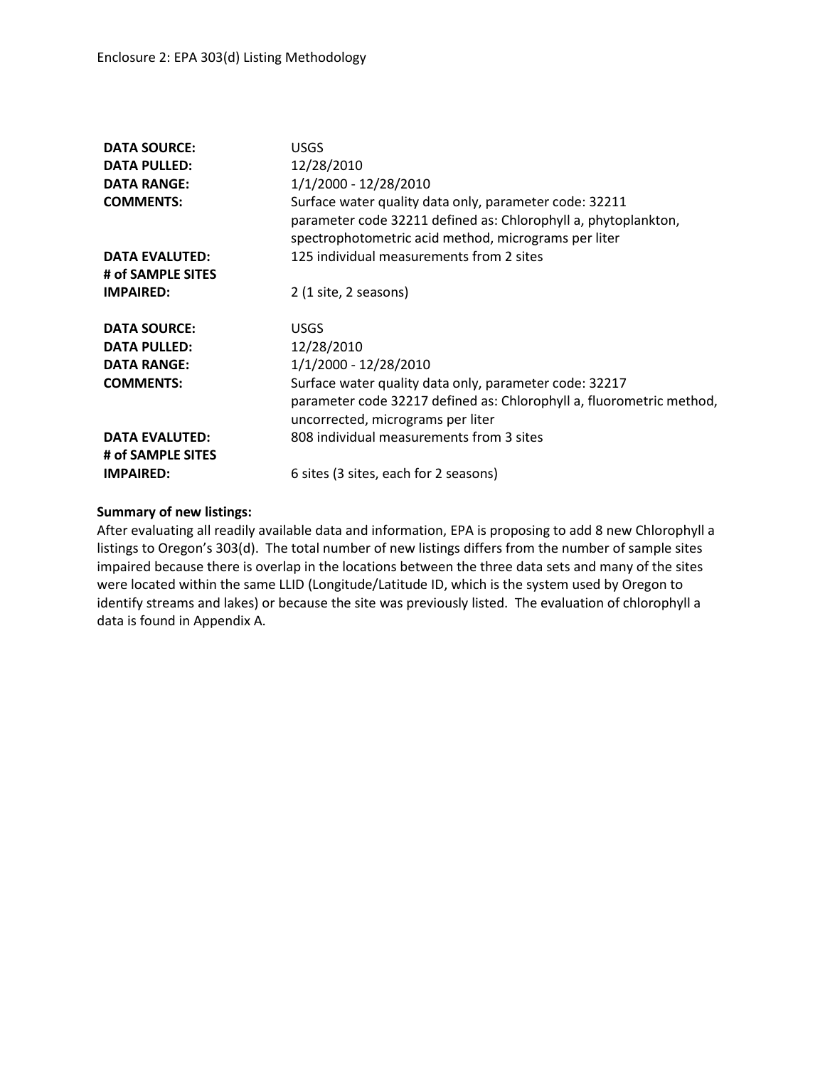| | |
|---|---|
| **DATA SOURCE:** | USGS |
| **DATA PULLED:** | 12/28/2010 |
| **DATA RANGE:** | 1/1/2000 - 12/28/2010 |
| **COMMENTS:** | Surface water quality data only, parameter code: 32211<br>parameter code 32211 defined as: Chlorophyll a, phytoplankton, spectrophotometric acid method, micrograms per liter |
| **DATA EVALUTED:** | 125 individual measurements from 2 sites |
| **# of SAMPLE SITES IMPAIRED:** | 2 (1 site, 2 seasons) |

| | |
|---|---|
| **DATA SOURCE:** | USGS |
| **DATA PULLED:** | 12/28/2010 |
| **DATA RANGE:** | 1/1/2000 - 12/28/2010 |
| **COMMENTS:** | Surface water quality data only, parameter code: 32217<br>parameter code 32217 defined as: Chlorophyll a, fluorometric method, uncorrected, micrograms per liter |
| **DATA EVALUTED:** | 808 individual measurements from 3 sites |
| **# of SAMPLE SITES IMPAIRED:** | 6 sites (3 sites, each for 2 seasons) |

**Summary of new listings:**

After evaluating all readily available data and information, EPA is proposing to add 8 new Chlorophyll a listings to Oregon's 303(d). The total number of new listings differs from the number of sample sites impaired because there is overlap in the locations between the three data sets and many of the sites were located within the same LLID (Longitude/Latitude ID, which is the system used by Oregon to identify streams and lakes) or because the site was previously listed. The evaluation of chlorophyll a data is found in Appendix A.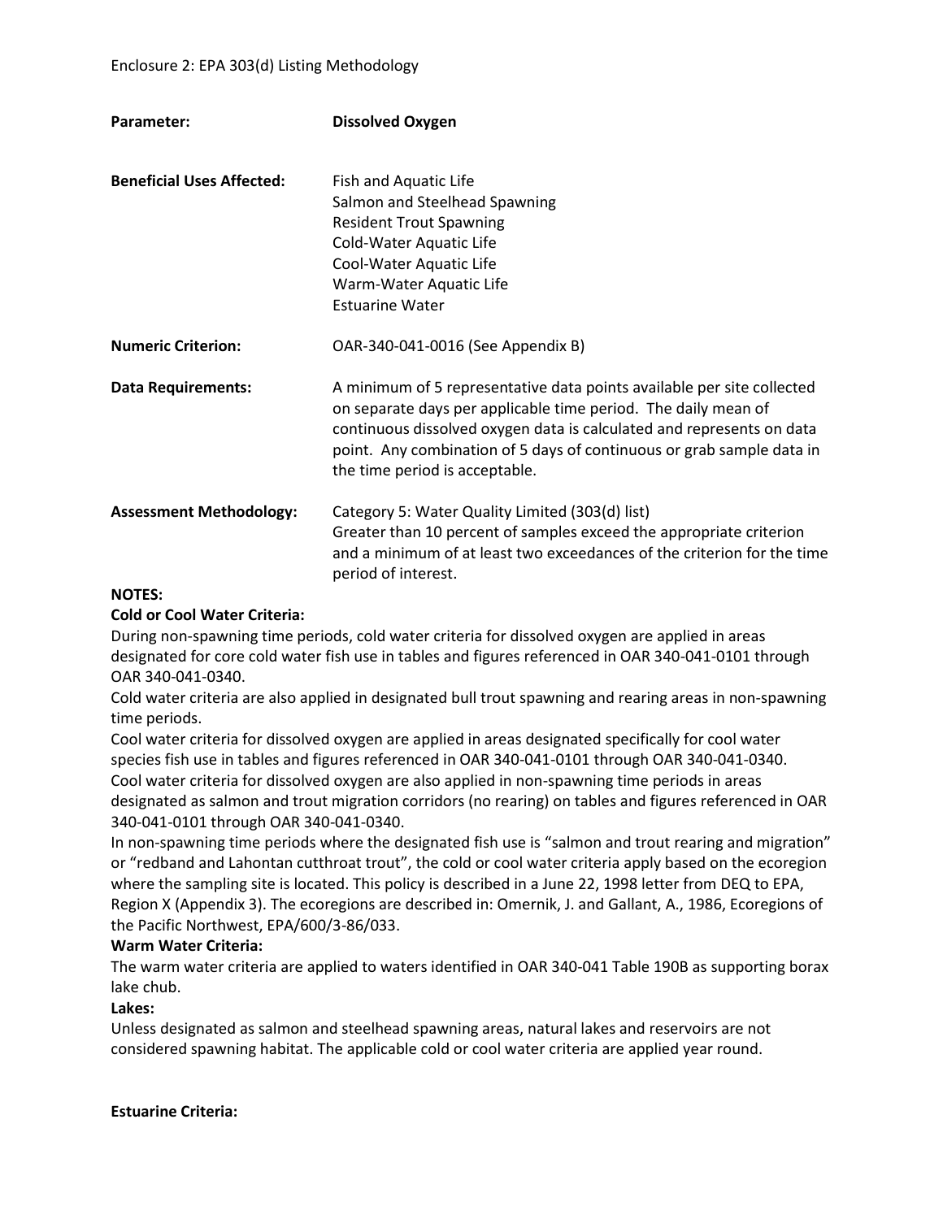Enclosure 2: EPA 303(d) Listing Methodology

| | |
|---|---|
| **Parameter:** | **Dissolved Oxygen** |
| **Beneficial Uses Affected:** | Fish and Aquatic Life<br>Salmon and Steelhead Spawning<br>Resident Trout Spawning<br>Cold-Water Aquatic Life<br>Cool-Water Aquatic Life<br>Warm-Water Aquatic Life<br>Estuarine Water |
| **Numeric Criterion:** | OAR-340-041-0016 (See Appendix B) |
| **Data Requirements:** | A minimum of 5 representative data points available per site collected on separate days per applicable time period. The daily mean of continuous dissolved oxygen data is calculated and represents on data point. Any combination of 5 days of continuous or grab sample data in the time period is acceptable. |
| **Assessment Methodology:** | Category 5: Water Quality Limited (303(d) list)<br>Greater than 10 percent of samples exceed the appropriate criterion and a minimum of at least two exceedances of the criterion for the time period of interest. |

**NOTES:**

**Cold or Cool Water Criteria:**

During non-spawning time periods, cold water criteria for dissolved oxygen are applied in areas designated for core cold water fish use in tables and figures referenced in OAR 340-041-0101 through OAR 340-041-0340.

Cold water criteria are also applied in designated bull trout spawning and rearing areas in non-spawning time periods.

Cool water criteria for dissolved oxygen are applied in areas designated specifically for cool water species fish use in tables and figures referenced in OAR 340-041-0101 through OAR 340-041-0340.

Cool water criteria for dissolved oxygen are also applied in non-spawning time periods in areas designated as salmon and trout migration corridors (no rearing) on tables and figures referenced in OAR 340-041-0101 through OAR 340-041-0340.

In non-spawning time periods where the designated fish use is "salmon and trout rearing and migration" or "redband and Lahontan cutthroat trout", the cold or cool water criteria apply based on the ecoregion where the sampling site is located. This policy is described in a June 22, 1998 letter from DEQ to EPA, Region X (Appendix 3). The ecoregions are described in: Omernik, J. and Gallant, A., 1986, Ecoregions of the Pacific Northwest, EPA/600/3-86/033.

**Warm Water Criteria:**

The warm water criteria are applied to waters identified in OAR 340-041 Table 190B as supporting borax lake chub.

**Lakes:**

Unless designated as salmon and steelhead spawning areas, natural lakes and reservoirs are not considered spawning habitat. The applicable cold or cool water criteria are applied year round.

**Estuarine Criteria:**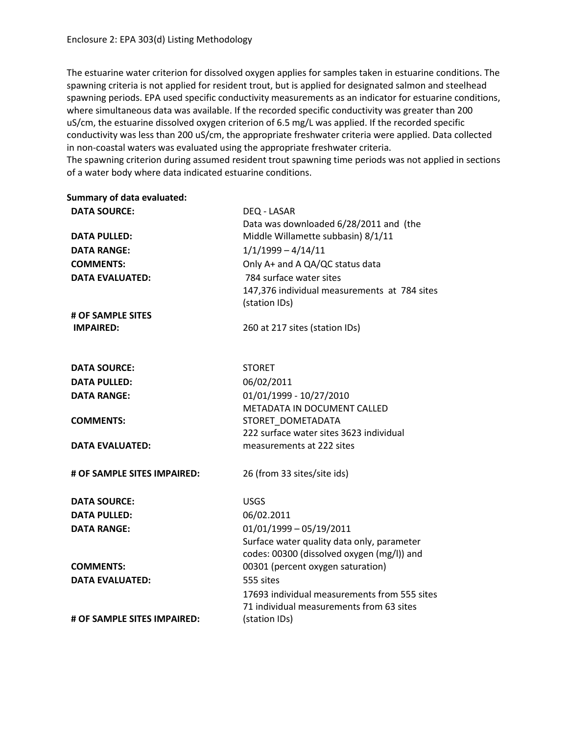Enclosure 2: EPA 303(d) Listing Methodology

The estuarine water criterion for dissolved oxygen applies for samples taken in estuarine conditions. The spawning criteria is not applied for resident trout, but is applied for designated salmon and steelhead spawning periods. EPA used specific conductivity measurements as an indicator for estuarine conditions, where simultaneous data was available. If the recorded specific conductivity was greater than 200 uS/cm, the estuarine dissolved oxygen criterion of 6.5 mg/L was applied. If the recorded specific conductivity was less than 200 uS/cm, the appropriate freshwater criteria were applied. Data collected in non-coastal waters was evaluated using the appropriate freshwater criteria.
The spawning criterion during assumed resident trout spawning time periods was not applied in sections of a water body where data indicated estuarine conditions.

**Summary of data evaluated:**

| | |
|---|---|
| **DATA SOURCE:** | DEQ - LASAR |
| **DATA PULLED:** | Data was downloaded 6/28/2011 and (the Middle Willamette subbasin) 8/1/11 |
| **DATA RANGE:** | 1/1/1999 – 4/14/11 |
| **COMMENTS:** | Only A+ and A QA/QC status data |
| **DATA EVALUATED:** | 784 surface water sites<br>147,376 individual measurements at 784 sites (station IDs) |
| **# OF SAMPLE SITES IMPAIRED:** | 260 at 217 sites (station IDs) |

| | |
|---|---|
| **DATA SOURCE:** | STORET |
| **DATA PULLED:** | 06/02/2011 |
| **DATA RANGE:** | 01/01/1999 - 10/27/2010 |
| **COMMENTS:** | METADATA IN DOCUMENT CALLED STORET_DOMETADATA |
| **DATA EVALUATED:** | 222 surface water sites 3623 individual measurements at 222 sites |
| **# OF SAMPLE SITES IMPAIRED:** | 26 (from 33 sites/site ids) |

| | |
|---|---|
| **DATA SOURCE:** | USGS |
| **DATA PULLED:** | 06/02.2011 |
| **DATA RANGE:** | 01/01/1999 – 05/19/2011 |
| **COMMENTS:** | Surface water quality data only, parameter codes: 00300 (dissolved oxygen (mg/l)) and 00301 (percent oxygen saturation) |
| **DATA EVALUATED:** | 555 sites<br>17693 individual measurements from 555 sites |
| **# OF SAMPLE SITES IMPAIRED:** | 71 individual measurements from 63 sites (station IDs) |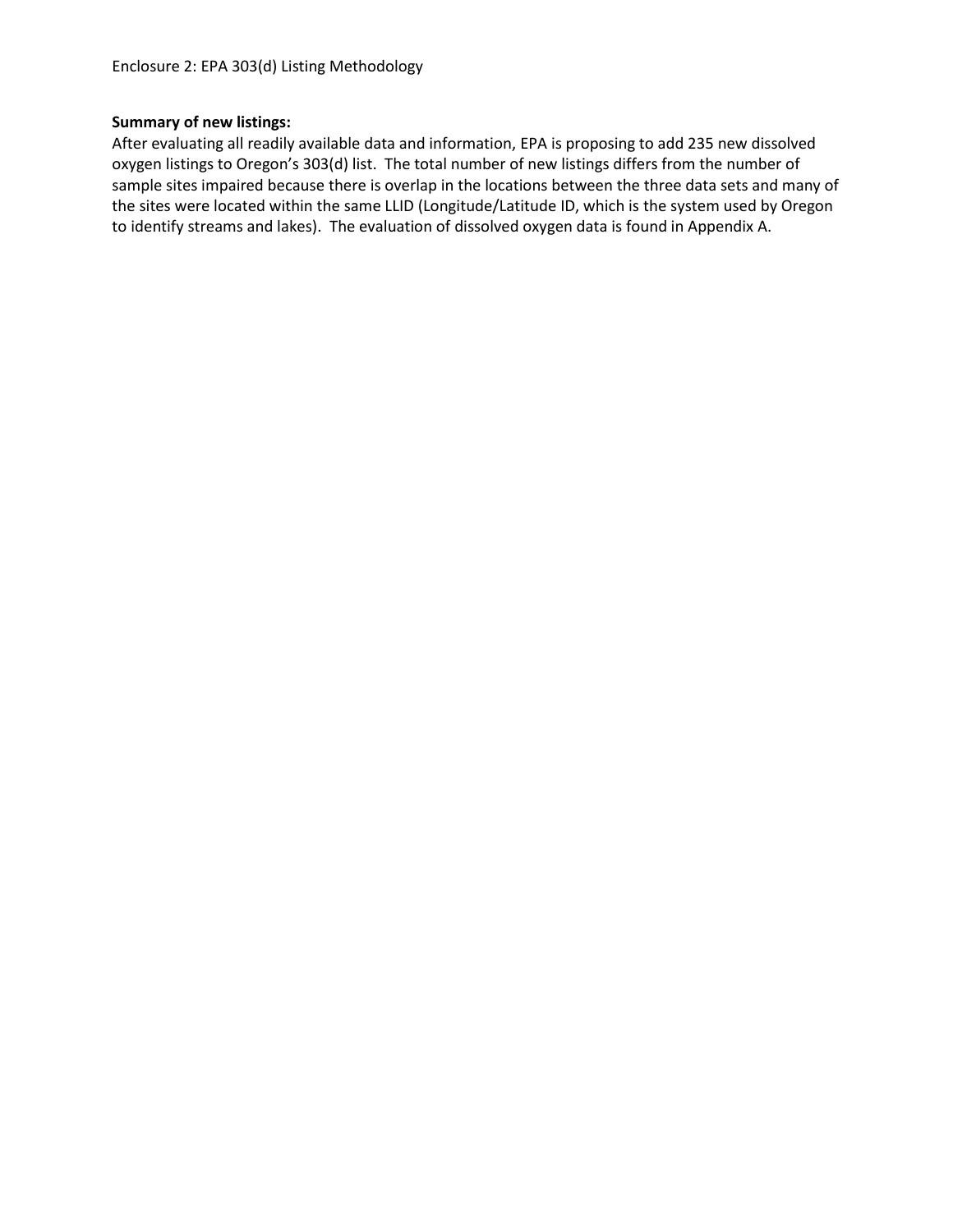Enclosure 2: EPA 303(d) Listing Methodology

**Summary of new listings:**

After evaluating all readily available data and information, EPA is proposing to add 235 new dissolved oxygen listings to Oregon's 303(d) list. The total number of new listings differs from the number of sample sites impaired because there is overlap in the locations between the three data sets and many of the sites were located within the same LLID (Longitude/Latitude ID, which is the system used by Oregon to identify streams and lakes). The evaluation of dissolved oxygen data is found in Appendix A.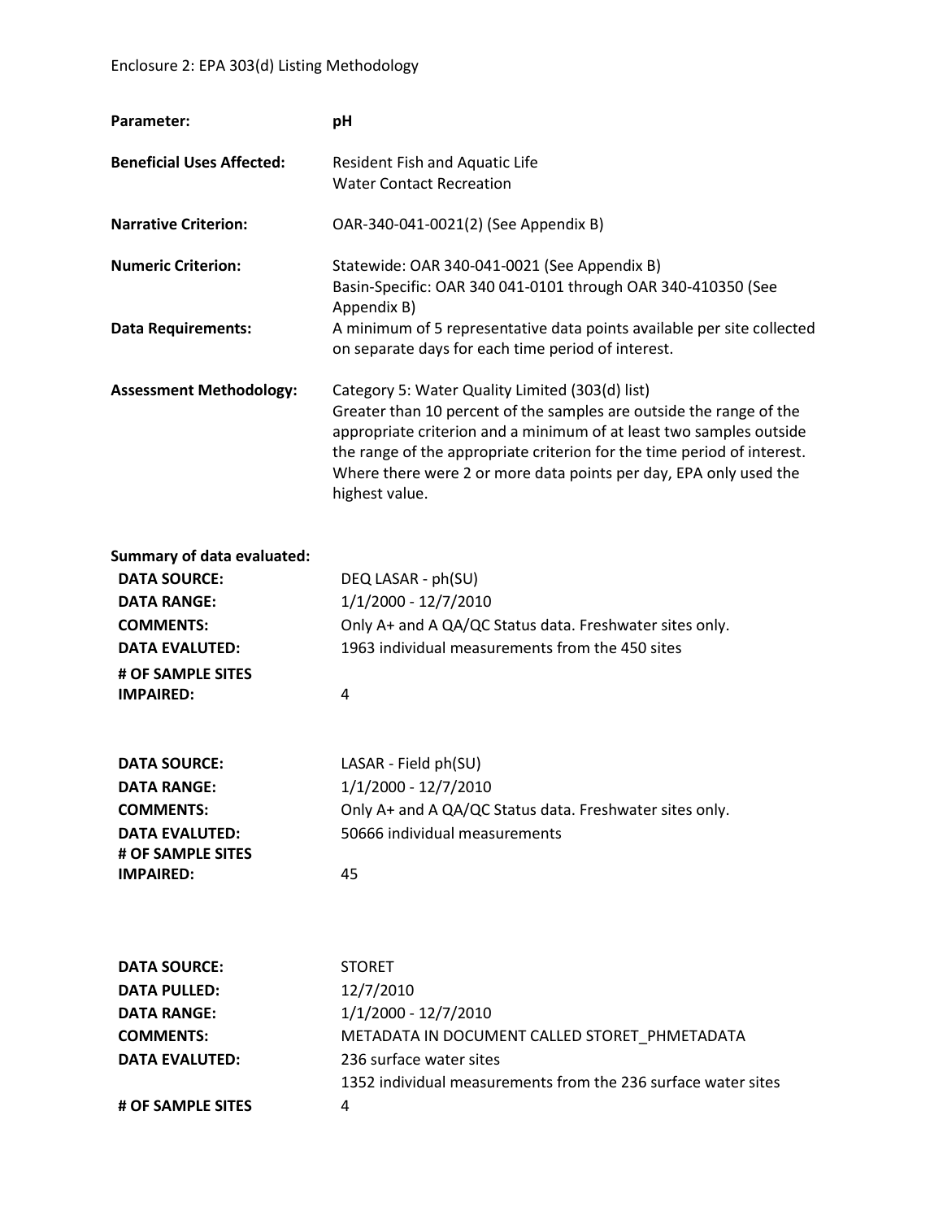Enclosure 2: EPA 303(d) Listing Methodology

| | |
|---|---|
| **Parameter:** | **pH** |
| **Beneficial Uses Affected:** | Resident Fish and Aquatic Life<br>Water Contact Recreation |
| **Narrative Criterion:** | OAR-340-041-0021(2) (See Appendix B) |
| **Numeric Criterion:** | Statewide: OAR 340-041-0021 (See Appendix B)<br>Basin-Specific: OAR 340 041-0101 through OAR 340-410350 (See Appendix B) |
| **Data Requirements:** | A minimum of 5 representative data points available per site collected on separate days for each time period of interest. |
| **Assessment Methodology:** | Category 5: Water Quality Limited (303(d) list)<br>Greater than 10 percent of the samples are outside the range of the appropriate criterion and a minimum of at least two samples outside the range of the appropriate criterion for the time period of interest. Where there were 2 or more data points per day, EPA only used the highest value. |

**Summary of data evaluated:**

| | |
|---|---|
| **DATA SOURCE:** | DEQ LASAR - ph(SU) |
| **DATA RANGE:** | 1/1/2000 - 12/7/2010 |
| **COMMENTS:** | Only A+ and A QA/QC Status data. Freshwater sites only. |
| **DATA EVALUTED:** | 1963 individual measurements from the 450 sites |
| **# OF SAMPLE SITES IMPAIRED:** | 4 |

| | |
|---|---|
| **DATA SOURCE:** | LASAR - Field ph(SU) |
| **DATA RANGE:** | 1/1/2000 - 12/7/2010 |
| **COMMENTS:** | Only A+ and A QA/QC Status data. Freshwater sites only. |
| **DATA EVALUTED:** | 50666 individual measurements |
| **# OF SAMPLE SITES IMPAIRED:** | 45 |

| | |
|---|---|
| **DATA SOURCE:** | STORET |
| **DATA PULLED:** | 12/7/2010 |
| **DATA RANGE:** | 1/1/2000 - 12/7/2010 |
| **COMMENTS:** | METADATA IN DOCUMENT CALLED STORET_PHMETADATA |
| **DATA EVALUTED:** | 236 surface water sites<br>1352 individual measurements from the 236 surface water sites |
| **# OF SAMPLE SITES** | 4 |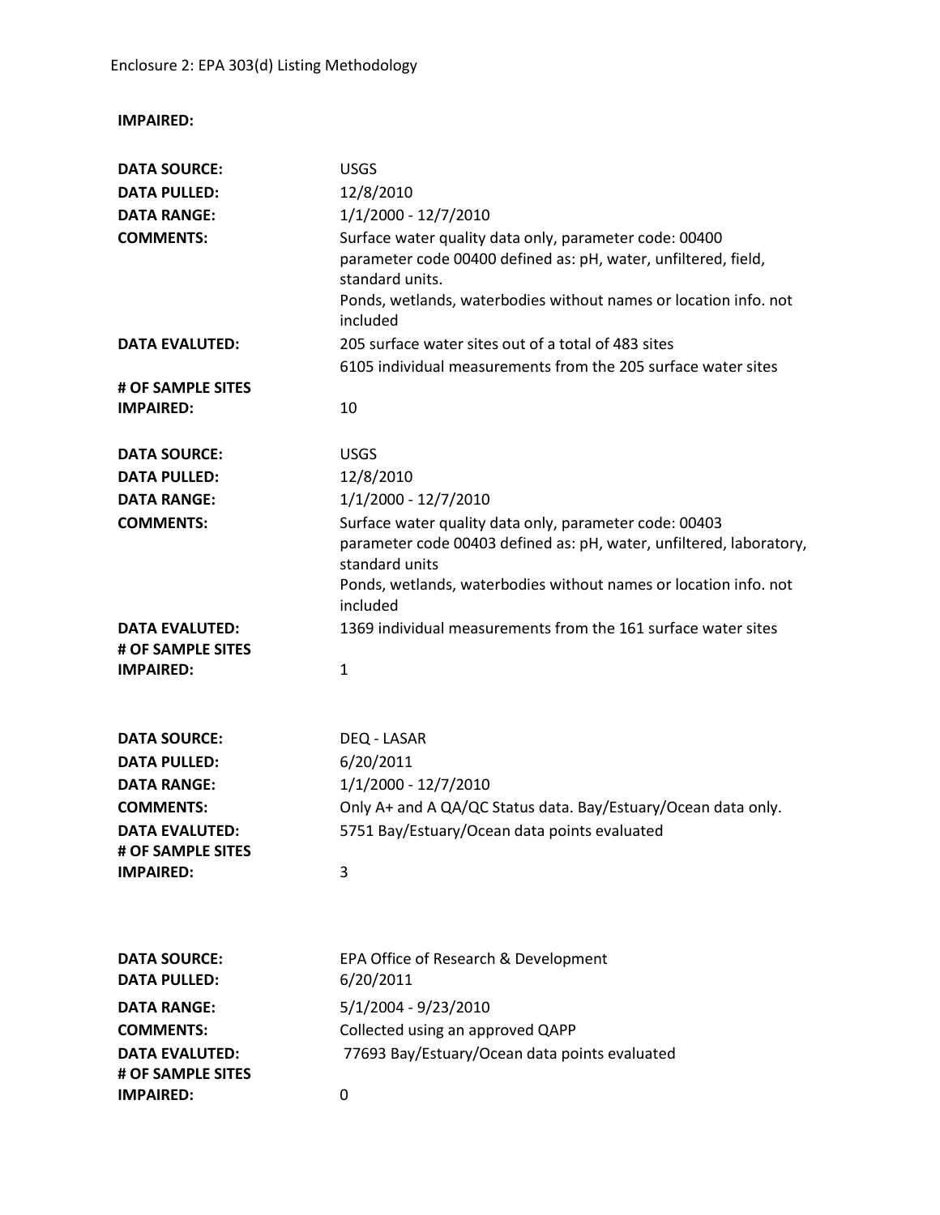**IMPAIRED:**

| | |
|---|---|
| **DATA SOURCE:** | USGS |
| **DATA PULLED:** | 12/8/2010 |
| **DATA RANGE:** | 1/1/2000 - 12/7/2010 |
| **COMMENTS:** | Surface water quality data only, parameter code: 00400<br>parameter code 00400 defined as: pH, water, unfiltered, field, standard units.<br>Ponds, wetlands, waterbodies without names or location info. not included |
| **DATA EVALUTED:** | 205 surface water sites out of a total of 483 sites<br>6105 individual measurements from the 205 surface water sites |
| **# OF SAMPLE SITES IMPAIRED:** | 10 |

| | |
|---|---|
| **DATA SOURCE:** | USGS |
| **DATA PULLED:** | 12/8/2010 |
| **DATA RANGE:** | 1/1/2000 - 12/7/2010 |
| **COMMENTS:** | Surface water quality data only, parameter code: 00403<br>parameter code 00403 defined as: pH, water, unfiltered, laboratory, standard units<br>Ponds, wetlands, waterbodies without names or location info. not included |
| **DATA EVALUTED:** | 1369 individual measurements from the 161 surface water sites |
| **# OF SAMPLE SITES IMPAIRED:** | 1 |

| | |
|---|---|
| **DATA SOURCE:** | DEQ - LASAR |
| **DATA PULLED:** | 6/20/2011 |
| **DATA RANGE:** | 1/1/2000 - 12/7/2010 |
| **COMMENTS:** | Only A+ and A QA/QC Status data. Bay/Estuary/Ocean data only. |
| **DATA EVALUTED:** | 5751 Bay/Estuary/Ocean data points evaluated |
| **# OF SAMPLE SITES IMPAIRED:** | 3 |

| | |
|---|---|
| **DATA SOURCE:** | EPA Office of Research & Development |
| **DATA PULLED:** | 6/20/2011 |
| **DATA RANGE:** | 5/1/2004 - 9/23/2010 |
| **COMMENTS:** | Collected using an approved QAPP |
| **DATA EVALUTED:** | 77693 Bay/Estuary/Ocean data points evaluated |
| **# OF SAMPLE SITES IMPAIRED:** | 0 |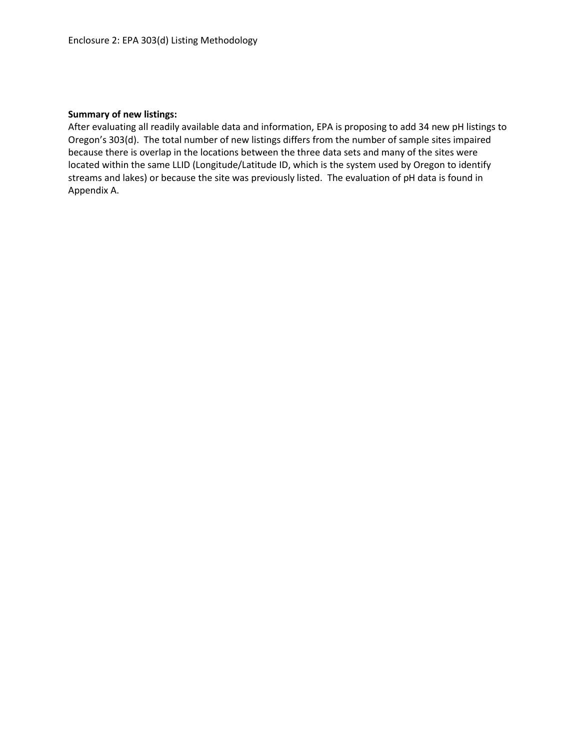**Summary of new listings:**

After evaluating all readily available data and information, EPA is proposing to add 34 new pH listings to Oregon's 303(d). The total number of new listings differs from the number of sample sites impaired because there is overlap in the locations between the three data sets and many of the sites were located within the same LLID (Longitude/Latitude ID, which is the system used by Oregon to identify streams and lakes) or because the site was previously listed. The evaluation of pH data is found in Appendix A.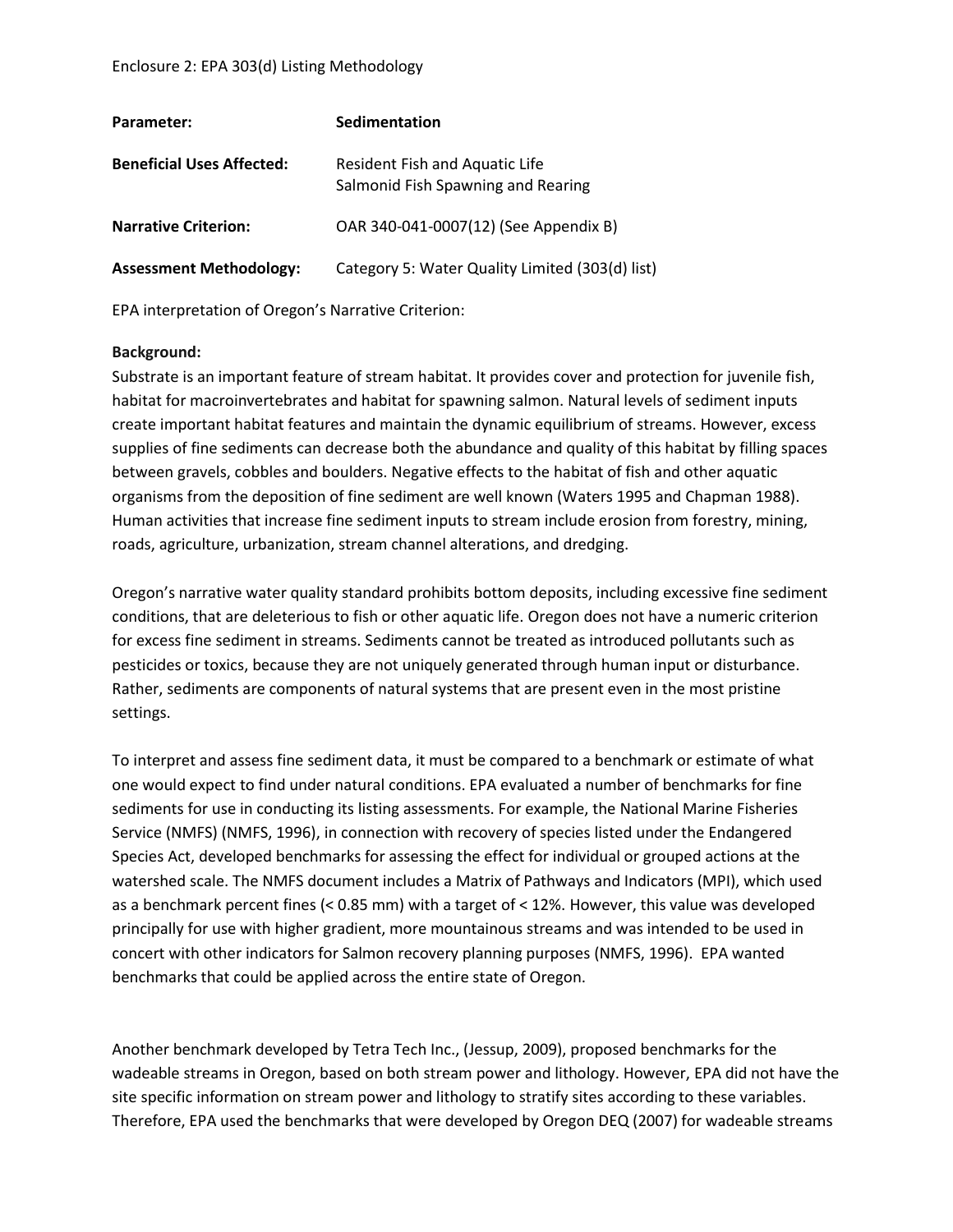Enclosure 2: EPA 303(d) Listing Methodology

| | |
|---|---|
| **Parameter:** | **Sedimentation** |
| **Beneficial Uses Affected:** | Resident Fish and Aquatic Life<br>Salmonid Fish Spawning and Rearing |
| **Narrative Criterion:** | OAR 340-041-0007(12) (See Appendix B) |
| **Assessment Methodology:** | Category 5: Water Quality Limited (303(d) list) |

EPA interpretation of Oregon's Narrative Criterion:

**Background:**

Substrate is an important feature of stream habitat. It provides cover and protection for juvenile fish, habitat for macroinvertebrates and habitat for spawning salmon. Natural levels of sediment inputs create important habitat features and maintain the dynamic equilibrium of streams. However, excess supplies of fine sediments can decrease both the abundance and quality of this habitat by filling spaces between gravels, cobbles and boulders. Negative effects to the habitat of fish and other aquatic organisms from the deposition of fine sediment are well known (Waters 1995 and Chapman 1988). Human activities that increase fine sediment inputs to stream include erosion from forestry, mining, roads, agriculture, urbanization, stream channel alterations, and dredging.

Oregon's narrative water quality standard prohibits bottom deposits, including excessive fine sediment conditions, that are deleterious to fish or other aquatic life. Oregon does not have a numeric criterion for excess fine sediment in streams. Sediments cannot be treated as introduced pollutants such as pesticides or toxics, because they are not uniquely generated through human input or disturbance. Rather, sediments are components of natural systems that are present even in the most pristine settings.

To interpret and assess fine sediment data, it must be compared to a benchmark or estimate of what one would expect to find under natural conditions. EPA evaluated a number of benchmarks for fine sediments for use in conducting its listing assessments. For example, the National Marine Fisheries Service (NMFS) (NMFS, 1996), in connection with recovery of species listed under the Endangered Species Act, developed benchmarks for assessing the effect for individual or grouped actions at the watershed scale. The NMFS document includes a Matrix of Pathways and Indicators (MPI), which used as a benchmark percent fines (< 0.85 mm) with a target of < 12%. However, this value was developed principally for use with higher gradient, more mountainous streams and was intended to be used in concert with other indicators for Salmon recovery planning purposes (NMFS, 1996). EPA wanted benchmarks that could be applied across the entire state of Oregon.

Another benchmark developed by Tetra Tech Inc., (Jessup, 2009), proposed benchmarks for the wadeable streams in Oregon, based on both stream power and lithology. However, EPA did not have the site specific information on stream power and lithology to stratify sites according to these variables. Therefore, EPA used the benchmarks that were developed by Oregon DEQ (2007) for wadeable streams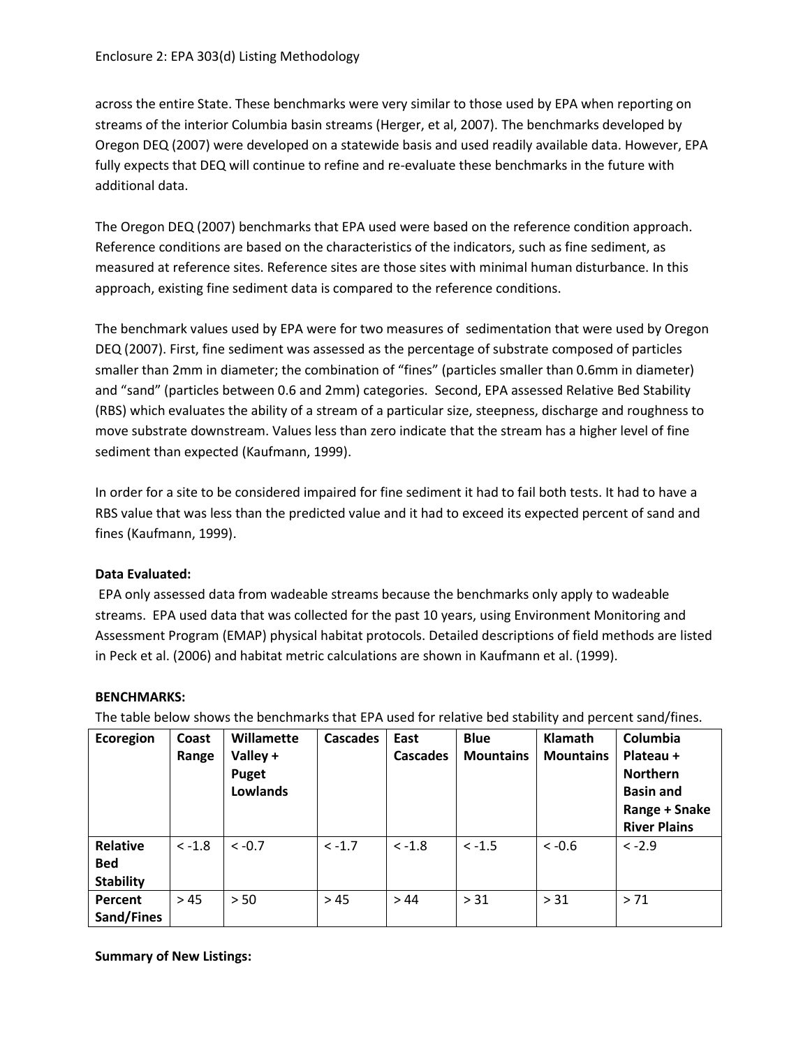across the entire State. These benchmarks were very similar to those used by EPA when reporting on streams of the interior Columbia basin streams (Herger, et al, 2007). The benchmarks developed by Oregon DEQ (2007) were developed on a statewide basis and used readily available data. However, EPA fully expects that DEQ will continue to refine and re-evaluate these benchmarks in the future with additional data.

The Oregon DEQ (2007) benchmarks that EPA used were based on the reference condition approach. Reference conditions are based on the characteristics of the indicators, such as fine sediment, as measured at reference sites. Reference sites are those sites with minimal human disturbance. In this approach, existing fine sediment data is compared to the reference conditions.

The benchmark values used by EPA were for two measures of sedimentation that were used by Oregon DEQ (2007). First, fine sediment was assessed as the percentage of substrate composed of particles smaller than 2mm in diameter; the combination of "fines" (particles smaller than 0.6mm in diameter) and "sand" (particles between 0.6 and 2mm) categories. Second, EPA assessed Relative Bed Stability (RBS) which evaluates the ability of a stream of a particular size, steepness, discharge and roughness to move substrate downstream. Values less than zero indicate that the stream has a higher level of fine sediment than expected (Kaufmann, 1999).

In order for a site to be considered impaired for fine sediment it had to fail both tests. It had to have a RBS value that was less than the predicted value and it had to exceed its expected percent of sand and fines (Kaufmann, 1999).

**Data Evaluated:**

EPA only assessed data from wadeable streams because the benchmarks only apply to wadeable streams. EPA used data that was collected for the past 10 years, using Environment Monitoring and Assessment Program (EMAP) physical habitat protocols. Detailed descriptions of field methods are listed in Peck et al. (2006) and habitat metric calculations are shown in Kaufmann et al. (1999).

**BENCHMARKS:**

The table below shows the benchmarks that EPA used for relative bed stability and percent sand/fines.

| Ecoregion | Coast Range | Willamette Valley + Puget Lowlands | Cascades | East Cascades | Blue Mountains | Klamath Mountains | Columbia Plateau + Northern Basin and Range + Snake River Plains |
|---|---|---|---|---|---|---|---|
| Relative Bed Stability | < -1.8 | < -0.7 | < -1.7 | < -1.8 | < -1.5 | < -0.6 | < -2.9 |
| Percent Sand/Fines | > 45 | > 50 | > 45 | > 44 | > 31 | > 31 | > 71 |

**Summary of New Listings:**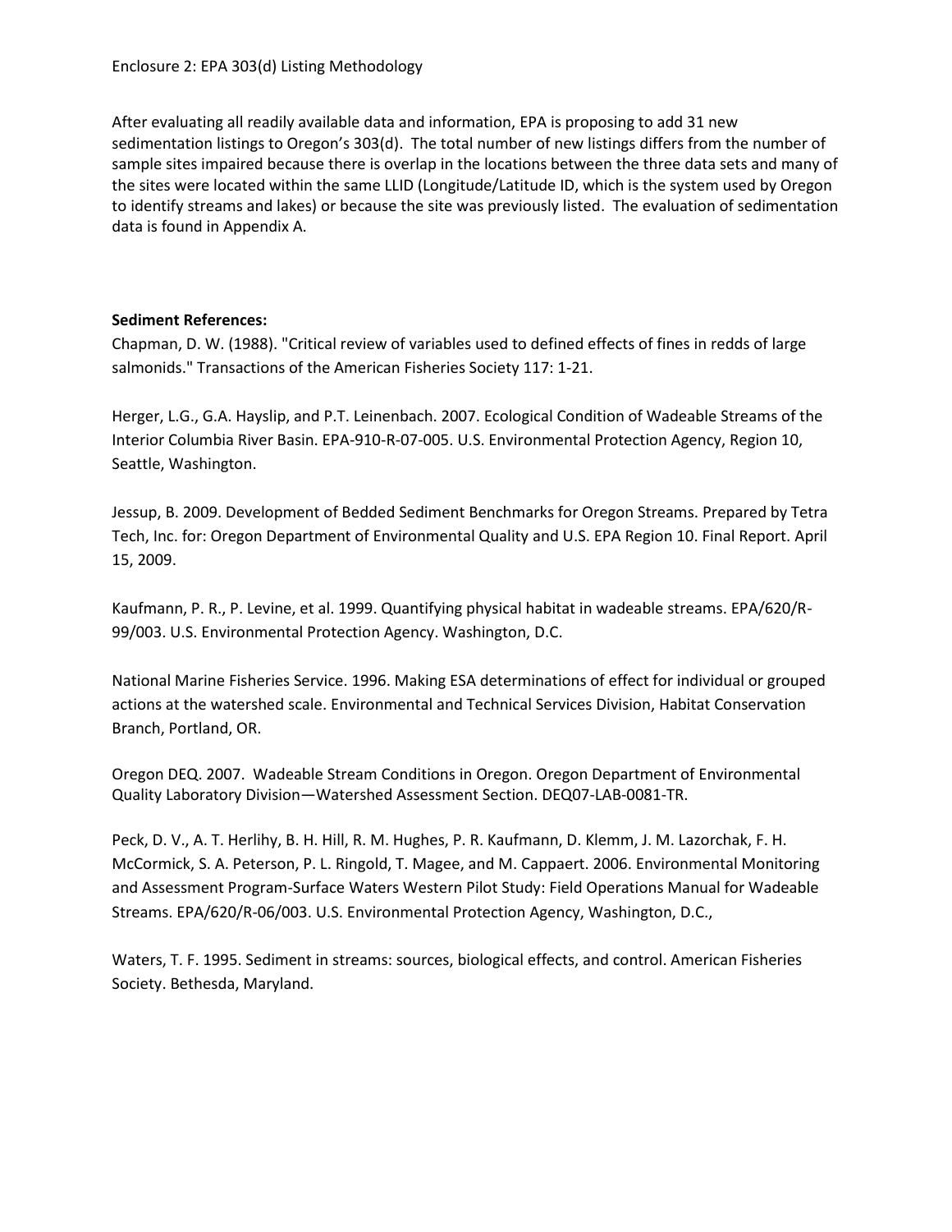Enclosure 2: EPA 303(d) Listing Methodology

After evaluating all readily available data and information, EPA is proposing to add 31 new sedimentation listings to Oregon's 303(d). The total number of new listings differs from the number of sample sites impaired because there is overlap in the locations between the three data sets and many of the sites were located within the same LLID (Longitude/Latitude ID, which is the system used by Oregon to identify streams and lakes) or because the site was previously listed. The evaluation of sedimentation data is found in Appendix A.

**Sediment References:**

Chapman, D. W. (1988). "Critical review of variables used to defined effects of fines in redds of large salmonids." Transactions of the American Fisheries Society 117: 1-21.

Herger, L.G., G.A. Hayslip, and P.T. Leinenbach. 2007. Ecological Condition of Wadeable Streams of the Interior Columbia River Basin. EPA-910-R-07-005. U.S. Environmental Protection Agency, Region 10, Seattle, Washington.

Jessup, B. 2009. Development of Bedded Sediment Benchmarks for Oregon Streams. Prepared by Tetra Tech, Inc. for: Oregon Department of Environmental Quality and U.S. EPA Region 10. Final Report. April 15, 2009.

Kaufmann, P. R., P. Levine, et al. 1999. Quantifying physical habitat in wadeable streams. EPA/620/R-99/003. U.S. Environmental Protection Agency. Washington, D.C.

National Marine Fisheries Service. 1996. Making ESA determinations of effect for individual or grouped actions at the watershed scale. Environmental and Technical Services Division, Habitat Conservation Branch, Portland, OR.

Oregon DEQ. 2007. Wadeable Stream Conditions in Oregon. Oregon Department of Environmental Quality Laboratory Division—Watershed Assessment Section. DEQ07-LAB-0081-TR.

Peck, D. V., A. T. Herlihy, B. H. Hill, R. M. Hughes, P. R. Kaufmann, D. Klemm, J. M. Lazorchak, F. H. McCormick, S. A. Peterson, P. L. Ringold, T. Magee, and M. Cappaert. 2006. Environmental Monitoring and Assessment Program-Surface Waters Western Pilot Study: Field Operations Manual for Wadeable Streams. EPA/620/R-06/003. U.S. Environmental Protection Agency, Washington, D.C.,

Waters, T. F. 1995. Sediment in streams: sources, biological effects, and control. American Fisheries Society. Bethesda, Maryland.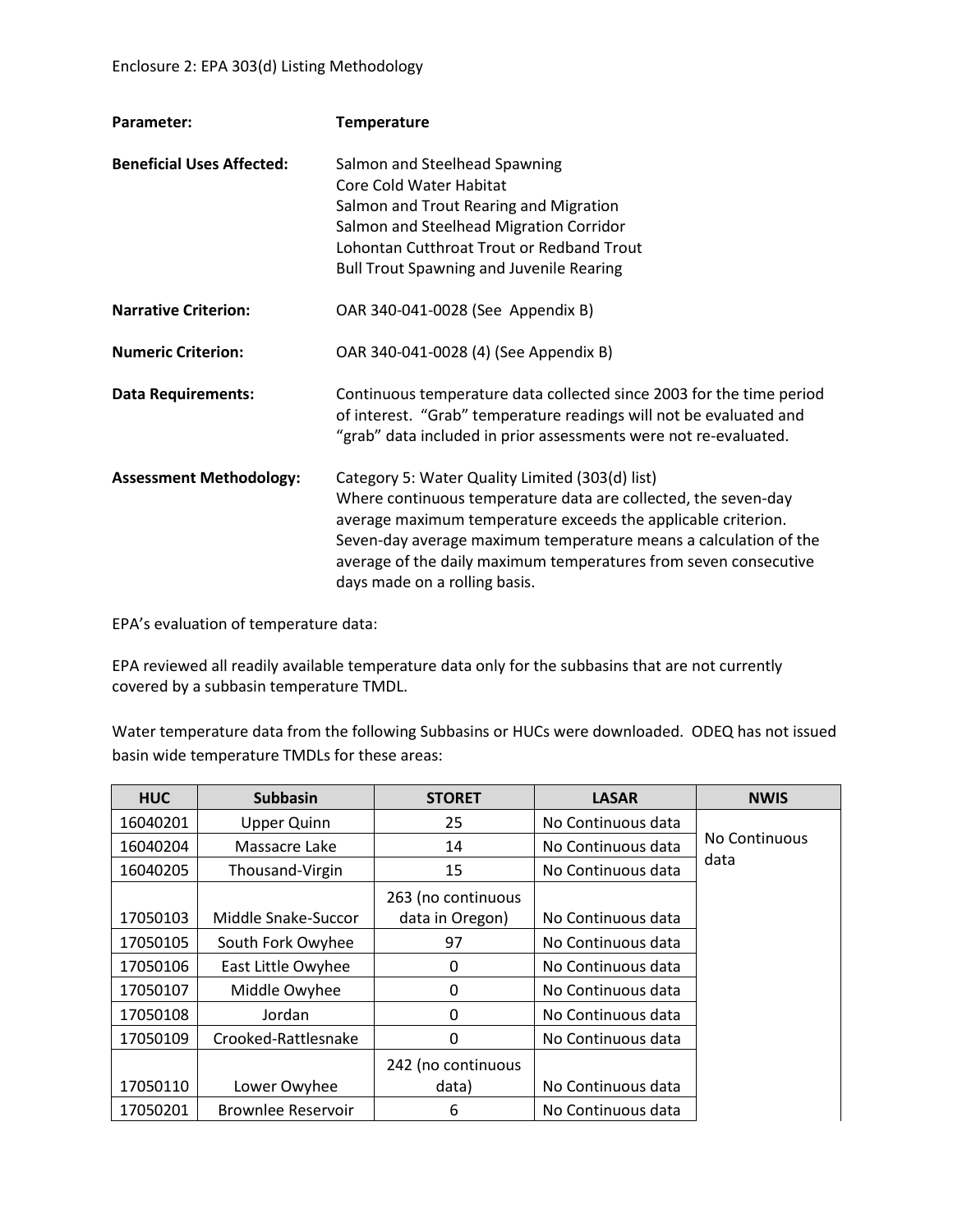Enclosure 2: EPA 303(d) Listing Methodology

**Parameter:** **Temperature**

**Beneficial Uses Affected:**
Salmon and Steelhead Spawning
Core Cold Water Habitat
Salmon and Trout Rearing and Migration
Salmon and Steelhead Migration Corridor
Lohontan Cutthroat Trout or Redband Trout
Bull Trout Spawning and Juvenile Rearing

**Narrative Criterion:** OAR 340-041-0028 (See Appendix B)

**Numeric Criterion:** OAR 340-041-0028 (4) (See Appendix B)

**Data Requirements:** Continuous temperature data collected since 2003 for the time period of interest. "Grab" temperature readings will not be evaluated and "grab" data included in prior assessments were not re-evaluated.

**Assessment Methodology:** Category 5: Water Quality Limited (303(d) list)
Where continuous temperature data are collected, the seven-day average maximum temperature exceeds the applicable criterion. Seven-day average maximum temperature means a calculation of the average of the daily maximum temperatures from seven consecutive days made on a rolling basis.

EPA's evaluation of temperature data:

EPA reviewed all readily available temperature data only for the subbasins that are not currently covered by a subbasin temperature TMDL.

Water temperature data from the following Subbasins or HUCs were downloaded. ODEQ has not issued basin wide temperature TMDLs for these areas:

| HUC | Subbasin | STORET | LASAR | NWIS |
|---|---|---|---|---|
| 16040201 | Upper Quinn | 25 | No Continuous data | No Continuous data |
| 16040204 | Massacre Lake | 14 | No Continuous data | |
| 16040205 | Thousand-Virgin | 15 | No Continuous data | |
| 17050103 | Middle Snake-Succor | 263 (no continuous data in Oregon) | No Continuous data | |
| 17050105 | South Fork Owyhee | 97 | No Continuous data | |
| 17050106 | East Little Owyhee | 0 | No Continuous data | |
| 17050107 | Middle Owyhee | 0 | No Continuous data | |
| 17050108 | Jordan | 0 | No Continuous data | |
| 17050109 | Crooked-Rattlesnake | 0 | No Continuous data | |
| 17050110 | Lower Owyhee | 242 (no continuous data) | No Continuous data | |
| 17050201 | Brownlee Reservoir | 6 | No Continuous data | |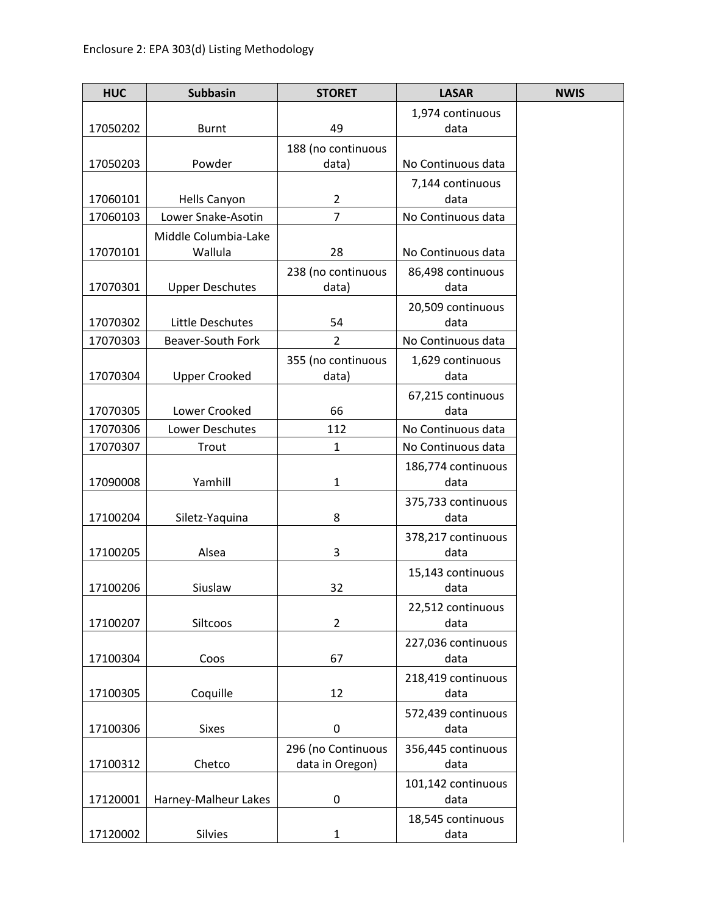Enclosure 2: EPA 303(d) Listing Methodology

| HUC | Subbasin | STORET | LASAR | NWIS |
|---|---|---|---|---|
| 17050202 | Burnt | 49 | 1,974 continuous data | |
| 17050203 | Powder | 188 (no continuous data) | No Continuous data | |
| 17060101 | Hells Canyon | 2 | 7,144 continuous data | |
| 17060103 | Lower Snake-Asotin | 7 | No Continuous data | |
| 17070101 | Middle Columbia-Lake Wallula | 28 | No Continuous data | |
| 17070301 | Upper Deschutes | 238 (no continuous data) | 86,498 continuous data | |
| 17070302 | Little Deschutes | 54 | 20,509 continuous data | |
| 17070303 | Beaver-South Fork | 2 | No Continuous data | |
| 17070304 | Upper Crooked | 355 (no continuous data) | 1,629 continuous data | |
| 17070305 | Lower Crooked | 66 | 67,215 continuous data | |
| 17070306 | Lower Deschutes | 112 | No Continuous data | |
| 17070307 | Trout | 1 | No Continuous data | |
| 17090008 | Yamhill | 1 | 186,774 continuous data | |
| 17100204 | Siletz-Yaquina | 8 | 375,733 continuous data | |
| 17100205 | Alsea | 3 | 378,217 continuous data | |
| 17100206 | Siuslaw | 32 | 15,143 continuous data | |
| 17100207 | Siltcoos | 2 | 22,512 continuous data | |
| 17100304 | Coos | 67 | 227,036 continuous data | |
| 17100305 | Coquille | 12 | 218,419 continuous data | |
| 17100306 | Sixes | 0 | 572,439 continuous data | |
| 17100312 | Chetco | 296 (no Continuous data in Oregon) | 356,445 continuous data | |
| 17120001 | Harney-Malheur Lakes | 0 | 101,142 continuous data | |
| 17120002 | Silvies | 1 | 18,545 continuous data | |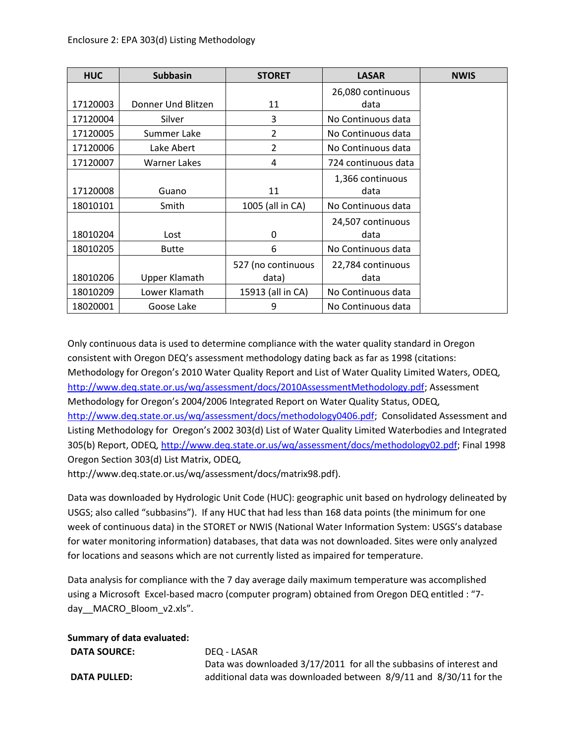Enclosure 2: EPA 303(d) Listing Methodology

| HUC | Subbasin | STORET | LASAR | NWIS |
|---|---|---|---|---|
| 17120003 | Donner Und Blitzen | 11 | 26,080 continuous data | |
| 17120004 | Silver | 3 | No Continuous data | |
| 17120005 | Summer Lake | 2 | No Continuous data | |
| 17120006 | Lake Abert | 2 | No Continuous data | |
| 17120007 | Warner Lakes | 4 | 724 continuous data | |
| 17120008 | Guano | 11 | 1,366 continuous data | |
| 18010101 | Smith | 1005 (all in CA) | No Continuous data | |
| 18010204 | Lost | 0 | 24,507 continuous data | |
| 18010205 | Butte | 6 | No Continuous data | |
| 18010206 | Upper Klamath | 527 (no continuous data) | 22,784 continuous data | |
| 18010209 | Lower Klamath | 15913 (all in CA) | No Continuous data | |
| 18020001 | Goose Lake | 9 | No Continuous data | |

Only continuous data is used to determine compliance with the water quality standard in Oregon consistent with Oregon DEQ's assessment methodology dating back as far as 1998 (citations: Methodology for Oregon's 2010 Water Quality Report and List of Water Quality Limited Waters, ODEQ, http://www.deq.state.or.us/wq/assessment/docs/2010AssessmentMethodology.pdf; Assessment Methodology for Oregon's 2004/2006 Integrated Report on Water Quality Status, ODEQ, http://www.deq.state.or.us/wq/assessment/docs/methodology0406.pdf; Consolidated Assessment and Listing Methodology for Oregon's 2002 303(d) List of Water Quality Limited Waterbodies and Integrated 305(b) Report, ODEQ, http://www.deq.state.or.us/wq/assessment/docs/methodology02.pdf; Final 1998 Oregon Section 303(d) List Matrix, ODEQ, http://www.deq.state.or.us/wq/assessment/docs/matrix98.pdf).

Data was downloaded by Hydrologic Unit Code (HUC): geographic unit based on hydrology delineated by USGS; also called "subbasins"). If any HUC that had less than 168 data points (the minimum for one week of continuous data) in the STORET or NWIS (National Water Information System: USGS's database for water monitoring information) databases, that data was not downloaded. Sites were only analyzed for locations and seasons which are not currently listed as impaired for temperature.

Data analysis for compliance with the 7 day average daily maximum temperature was accomplished using a Microsoft Excel-based macro (computer program) obtained from Oregon DEQ entitled : "7-day__MACRO_Bloom_v2.xls".

**Summary of data evaluated:**

| | |
|---|---|
| **DATA SOURCE:** | DEQ - LASAR |
| **DATA PULLED:** | Data was downloaded 3/17/2011 for all the subbasins of interest and additional data was downloaded between 8/9/11 and 8/30/11 for the |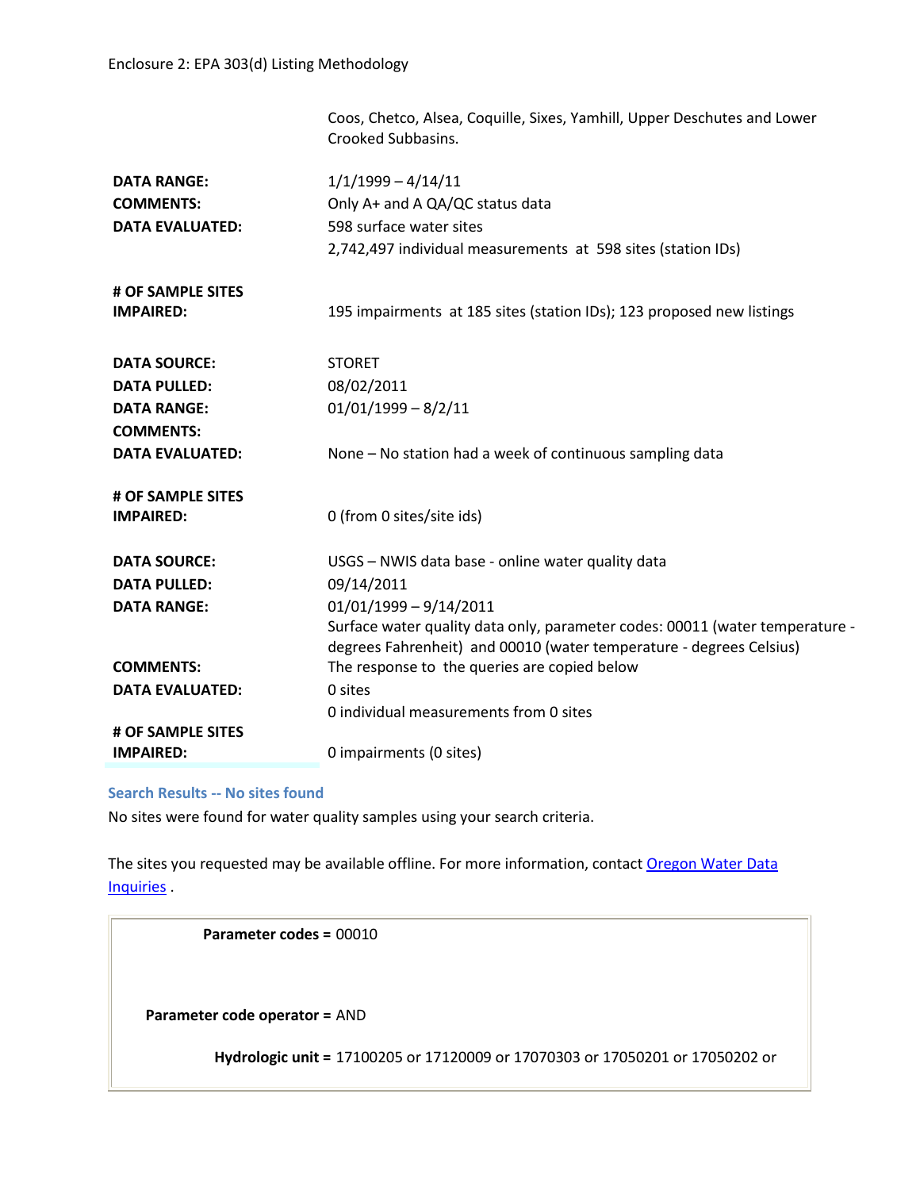| | |
|---|---|
| | Coos, Chetco, Alsea, Coquille, Sixes, Yamhill, Upper Deschutes and Lower Crooked Subbasins. |
| **DATA RANGE:** | 1/1/1999 – 4/14/11 |
| **COMMENTS:** | Only A+ and A QA/QC status data |
| **DATA EVALUATED:** | 598 surface water sites<br>2,742,497 individual measurements at 598 sites (station IDs) |
| **# OF SAMPLE SITES IMPAIRED:** | 195 impairments at 185 sites (station IDs); 123 proposed new listings |
| **DATA SOURCE:** | STORET |
| **DATA PULLED:** | 08/02/2011 |
| **DATA RANGE:** | 01/01/1999 – 8/2/11 |
| **COMMENTS:** | |
| **DATA EVALUATED:** | None – No station had a week of continuous sampling data |
| **# OF SAMPLE SITES IMPAIRED:** | 0 (from 0 sites/site ids) |
| **DATA SOURCE:** | USGS – NWIS data base - online water quality data |
| **DATA PULLED:** | 09/14/2011 |
| **DATA RANGE:** | 01/01/1999 – 9/14/2011<br>Surface water quality data only, parameter codes: 00011 (water temperature - degrees Fahrenheit) and 00010 (water temperature - degrees Celsius) |
| **COMMENTS:** | The response to the queries are copied below |
| **DATA EVALUATED:** | 0 sites<br>0 individual measurements from 0 sites |
| **# OF SAMPLE SITES IMPAIRED:** | 0 impairments (0 sites) |

### Search Results -- No sites found

No sites were found for water quality samples using your search criteria.

The sites you requested may be available offline. For more information, contact [Oregon Water Data Inquiries](#) .

| |
|---|
| **Parameter codes =** 00010 |
| **Parameter code operator =** AND |
| **Hydrologic unit =** 17100205 or 17120009 or 17070303 or 17050201 or 17050202 or |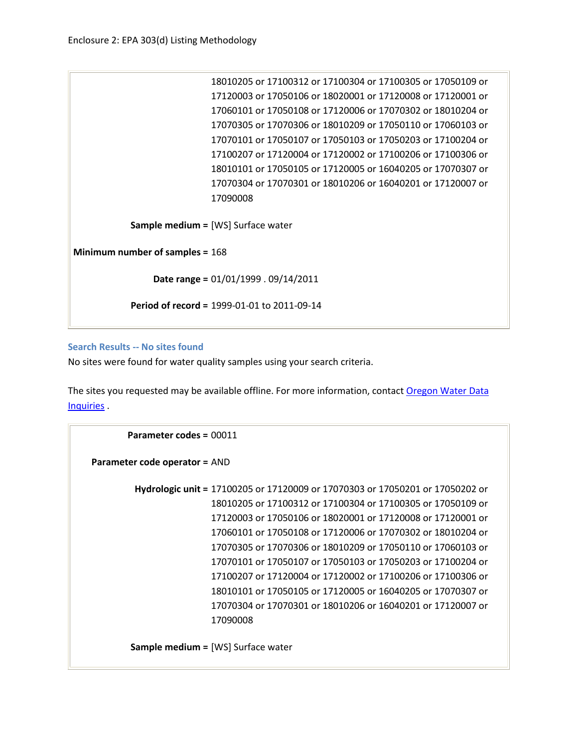| | |
|---|---|
| | 18010205 or 17100312 or 17100304 or 17100305 or 17050109 or 17120003 or 17050106 or 18020001 or 17120008 or 17120001 or 17060101 or 17050108 or 17120006 or 17070302 or 18010204 or 17070305 or 17070306 or 18010209 or 17050110 or 17060103 or 17070101 or 17050107 or 17050103 or 17050203 or 17100204 or 17100207 or 17120004 or 17120002 or 17100206 or 17100306 or 18010101 or 17050105 or 17120005 or 16040205 or 17070307 or 17070304 or 17070301 or 18010206 or 16040201 or 17120007 or 17090008 |
| **Sample medium =** | [WS] Surface water |
| **Minimum number of samples =** | 168 |
| **Date range =** | 01/01/1999 . 09/14/2011 |
| **Period of record =** | 1999-01-01 to 2011-09-14 |

### Search Results -- No sites found

No sites were found for water quality samples using your search criteria.

The sites you requested may be available offline. For more information, contact Oregon Water Data Inquiries .

| | |
|---|---|
| **Parameter codes =** | 00011 |
| **Parameter code operator =** | AND |
| **Hydrologic unit =** | 17100205 or 17120009 or 17070303 or 17050201 or 17050202 or 18010205 or 17100312 or 17100304 or 17100305 or 17050109 or 17120003 or 17050106 or 18020001 or 17120008 or 17120001 or 17060101 or 17050108 or 17120006 or 17070302 or 18010204 or 17070305 or 17070306 or 18010209 or 17050110 or 17060103 or 17070101 or 17050107 or 17050103 or 17050203 or 17100204 or 17100207 or 17120004 or 17120002 or 17100206 or 17100306 or 18010101 or 17050105 or 17120005 or 16040205 or 17070307 or 17070304 or 17070301 or 18010206 or 16040201 or 17120007 or 17090008 |
| **Sample medium =** | [WS] Surface water |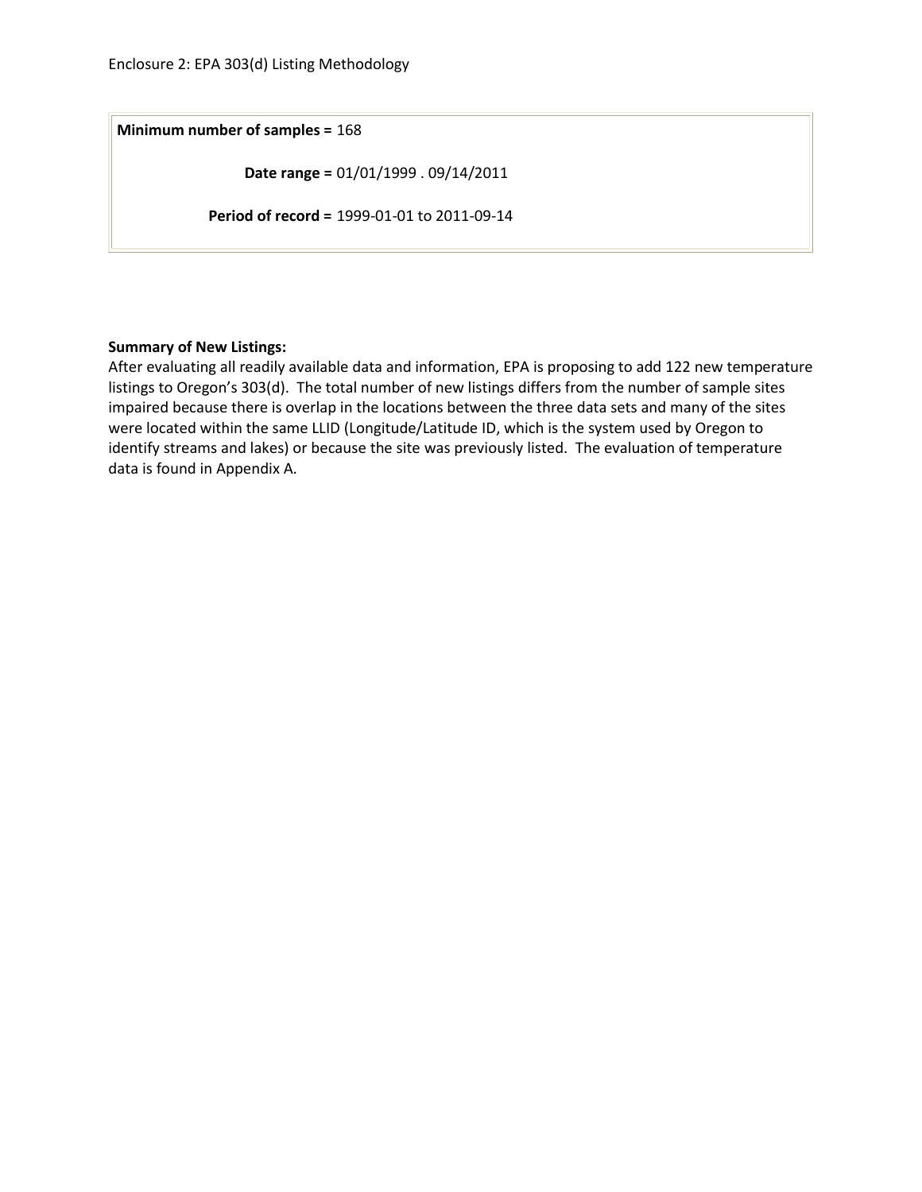**Minimum number of samples =** 168

**Date range =** 01/01/1999 . 09/14/2011

**Period of record =** 1999-01-01 to 2011-09-14

**Summary of New Listings:**

After evaluating all readily available data and information, EPA is proposing to add 122 new temperature listings to Oregon's 303(d). The total number of new listings differs from the number of sample sites impaired because there is overlap in the locations between the three data sets and many of the sites were located within the same LLID (Longitude/Latitude ID, which is the system used by Oregon to identify streams and lakes) or because the site was previously listed. The evaluation of temperature data is found in Appendix A.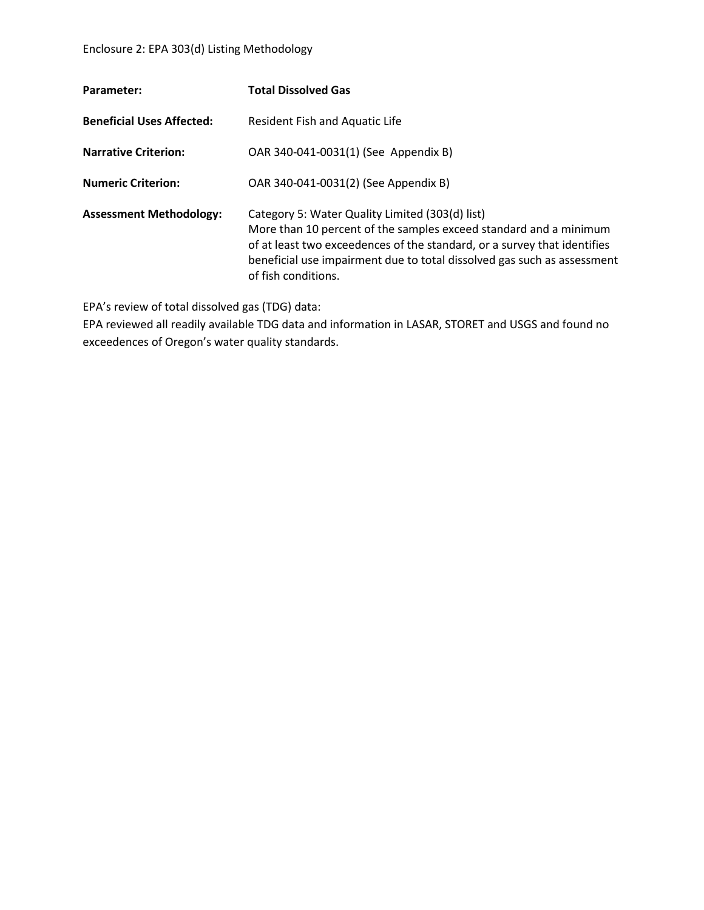Enclosure 2: EPA 303(d) Listing Methodology

**Parameter:** **Total Dissolved Gas**

**Beneficial Uses Affected:** Resident Fish and Aquatic Life

**Narrative Criterion:** OAR 340-041-0031(1) (See Appendix B)

**Numeric Criterion:** OAR 340-041-0031(2) (See Appendix B)

**Assessment Methodology:** Category 5: Water Quality Limited (303(d) list)
More than 10 percent of the samples exceed standard and a minimum of at least two exceedences of the standard, or a survey that identifies beneficial use impairment due to total dissolved gas such as assessment of fish conditions.

EPA's review of total dissolved gas (TDG) data:
EPA reviewed all readily available TDG data and information in LASAR, STORET and USGS and found no exceedences of Oregon's water quality standards.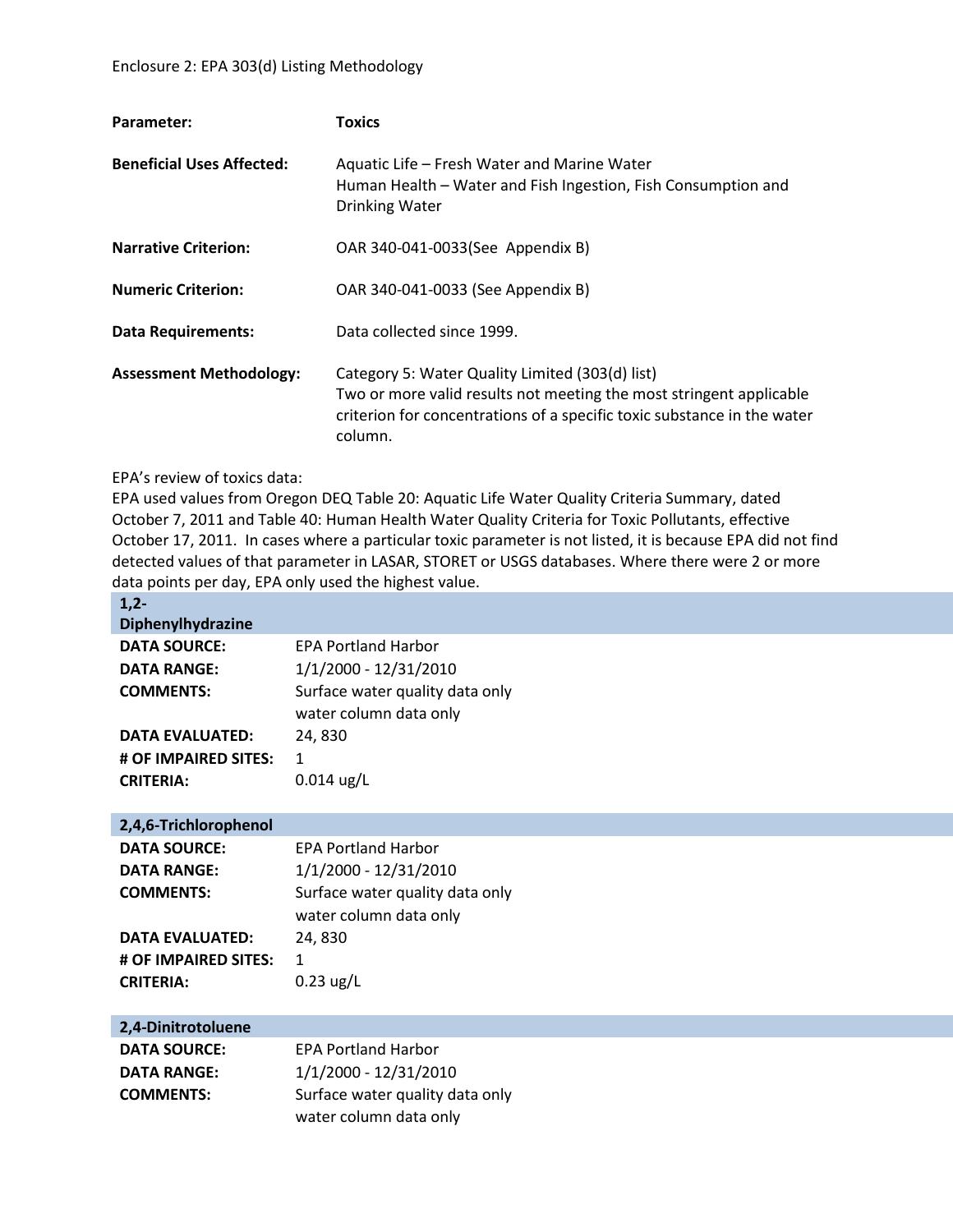Enclosure 2: EPA 303(d) Listing Methodology

| | |
|---|---|
| **Parameter:** | **Toxics** |
| **Beneficial Uses Affected:** | Aquatic Life – Fresh Water and Marine Water<br>Human Health – Water and Fish Ingestion, Fish Consumption and Drinking Water |
| **Narrative Criterion:** | OAR 340-041-0033(See  Appendix B) |
| **Numeric Criterion:** | OAR 340-041-0033 (See Appendix B) |
| **Data Requirements:** | Data collected since 1999. |
| **Assessment Methodology:** | Category 5: Water Quality Limited (303(d) list)<br>Two or more valid results not meeting the most stringent applicable criterion for concentrations of a specific toxic substance in the water column. |

EPA's review of toxics data:
EPA used values from Oregon DEQ Table 20: Aquatic Life Water Quality Criteria Summary, dated October 7, 2011 and Table 40: Human Health Water Quality Criteria for Toxic Pollutants, effective October 17, 2011. In cases where a particular toxic parameter is not listed, it is because EPA did not find detected values of that parameter in LASAR, STORET or USGS databases. Where there were 2 or more data points per day, EPA only used the highest value.

| **1,2-Diphenylhydrazine** | |
|---|---|
| **DATA SOURCE:** | EPA Portland Harbor |
| **DATA RANGE:** | 1/1/2000 - 12/31/2010 |
| **COMMENTS:** | Surface water quality data only<br>water column data only |
| **DATA EVALUATED:** | 24, 830 |
| **# OF IMPAIRED SITES:** | 1 |
| **CRITERIA:** | 0.014 ug/L |

| **2,4,6-Trichlorophenol** | |
|---|---|
| **DATA SOURCE:** | EPA Portland Harbor |
| **DATA RANGE:** | 1/1/2000 - 12/31/2010 |
| **COMMENTS:** | Surface water quality data only<br>water column data only |
| **DATA EVALUATED:** | 24, 830 |
| **# OF IMPAIRED SITES:** | 1 |
| **CRITERIA:** | 0.23 ug/L |

| **2,4-Dinitrotoluene** | |
|---|---|
| **DATA SOURCE:** | EPA Portland Harbor |
| **DATA RANGE:** | 1/1/2000 - 12/31/2010 |
| **COMMENTS:** | Surface water quality data only<br>water column data only |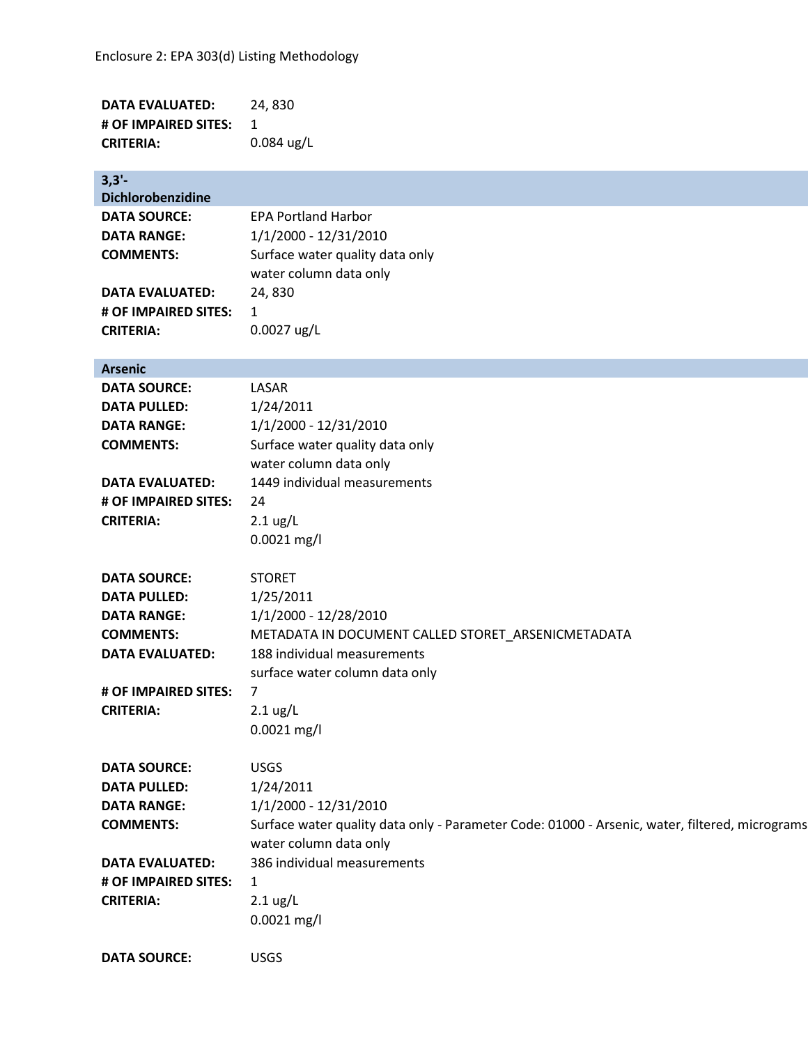| | |
|---|---|
| **DATA EVALUATED:** | 24, 830 |
| **# OF IMPAIRED SITES:** | 1 |
| **CRITERIA:** | 0.084 ug/L |

| **3,3'-Dichlorobenzidine** | |
|---|---|
| **DATA SOURCE:** | EPA Portland Harbor |
| **DATA RANGE:** | 1/1/2000 - 12/31/2010 |
| **COMMENTS:** | Surface water quality data only<br>water column data only |
| **DATA EVALUATED:** | 24, 830 |
| **# OF IMPAIRED SITES:** | 1 |
| **CRITERIA:** | 0.0027 ug/L |

| **Arsenic** | |
|---|---|
| **DATA SOURCE:** | LASAR |
| **DATA PULLED:** | 1/24/2011 |
| **DATA RANGE:** | 1/1/2000 - 12/31/2010 |
| **COMMENTS:** | Surface water quality data only<br>water column data only |
| **DATA EVALUATED:** | 1449 individual measurements |
| **# OF IMPAIRED SITES:** | 24 |
| **CRITERIA:** | 2.1 ug/L<br>0.0021 mg/l |
| | |
| **DATA SOURCE:** | STORET |
| **DATA PULLED:** | 1/25/2011 |
| **DATA RANGE:** | 1/1/2000 - 12/28/2010 |
| **COMMENTS:** | METADATA IN DOCUMENT CALLED STORET_ARSENICMETADATA |
| **DATA EVALUATED:** | 188 individual measurements<br>surface water column data only |
| **# OF IMPAIRED SITES:** | 7 |
| **CRITERIA:** | 2.1 ug/L<br>0.0021 mg/l |
| | |
| **DATA SOURCE:** | USGS |
| **DATA PULLED:** | 1/24/2011 |
| **DATA RANGE:** | 1/1/2000 - 12/31/2010 |
| **COMMENTS:** | Surface water quality data only - Parameter Code: 01000 - Arsenic, water, filtered, micrograms<br>water column data only |
| **DATA EVALUATED:** | 386 individual measurements |
| **# OF IMPAIRED SITES:** | 1 |
| **CRITERIA:** | 2.1 ug/L<br>0.0021 mg/l |
| | |
| **DATA SOURCE:** | USGS |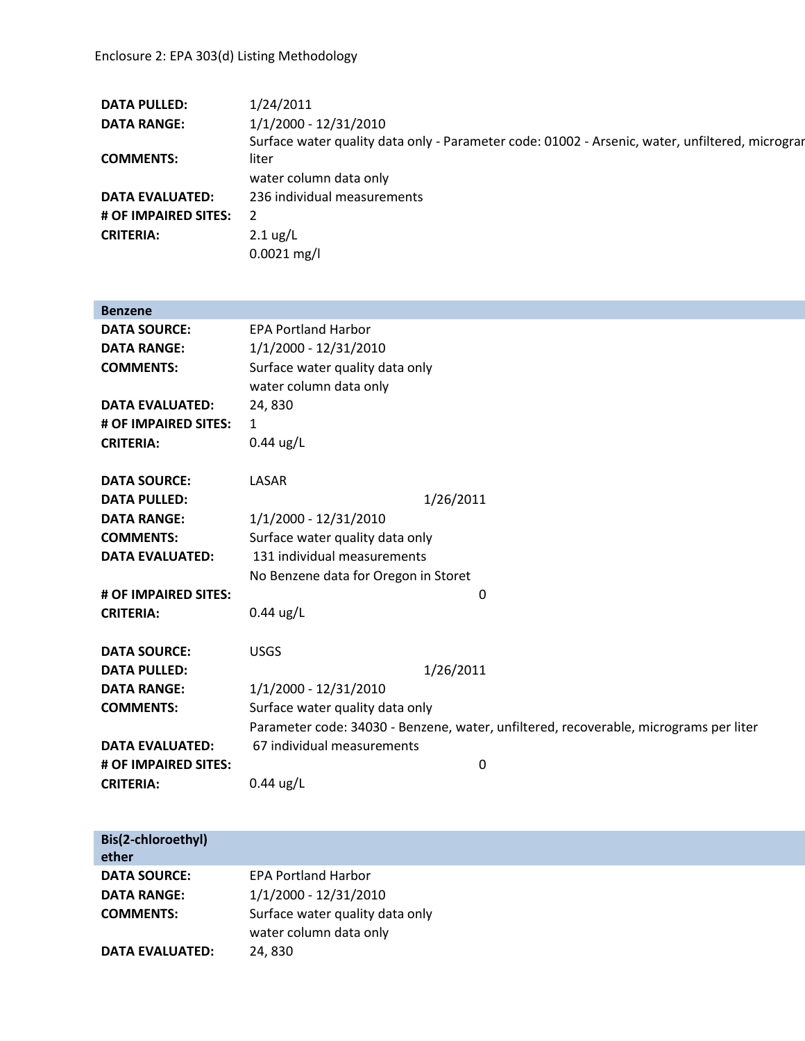Enclosure 2: EPA 303(d) Listing Methodology

| | |
|---|---|
| **DATA PULLED:** | 1/24/2011 |
| **DATA RANGE:** | 1/1/2000 - 12/31/2010 |
| **COMMENTS:** | Surface water quality data only - Parameter code: 01002 - Arsenic, water, unfiltered, microgram liter<br>water column data only |
| **DATA EVALUATED:** | 236 individual measurements |
| **# OF IMPAIRED SITES:** | 2 |
| **CRITERIA:** | 2.1 ug/L<br>0.0021 mg/l |

## Benzene

| | |
|---|---|
| **DATA SOURCE:** | EPA Portland Harbor |
| **DATA RANGE:** | 1/1/2000 - 12/31/2010 |
| **COMMENTS:** | Surface water quality data only<br>water column data only |
| **DATA EVALUATED:** | 24, 830 |
| **# OF IMPAIRED SITES:** | 1 |
| **CRITERIA:** | 0.44 ug/L |

| | |
|---|---|
| **DATA SOURCE:** | LASAR |
| **DATA PULLED:** | 1/26/2011 |
| **DATA RANGE:** | 1/1/2000 - 12/31/2010 |
| **COMMENTS:** | Surface water quality data only |
| **DATA EVALUATED:** | 131 individual measurements<br>No Benzene data for Oregon in Storet |
| **# OF IMPAIRED SITES:** | 0 |
| **CRITERIA:** | 0.44 ug/L |

| | |
|---|---|
| **DATA SOURCE:** | USGS |
| **DATA PULLED:** | 1/26/2011 |
| **DATA RANGE:** | 1/1/2000 - 12/31/2010 |
| **COMMENTS:** | Surface water quality data only<br>Parameter code: 34030 - Benzene, water, unfiltered, recoverable, micrograms per liter |
| **DATA EVALUATED:** | 67 individual measurements |
| **# OF IMPAIRED SITES:** | 0 |
| **CRITERIA:** | 0.44 ug/L |

## Bis(2-chloroethyl) ether

| | |
|---|---|
| **DATA SOURCE:** | EPA Portland Harbor |
| **DATA RANGE:** | 1/1/2000 - 12/31/2010 |
| **COMMENTS:** | Surface water quality data only<br>water column data only |
| **DATA EVALUATED:** | 24, 830 |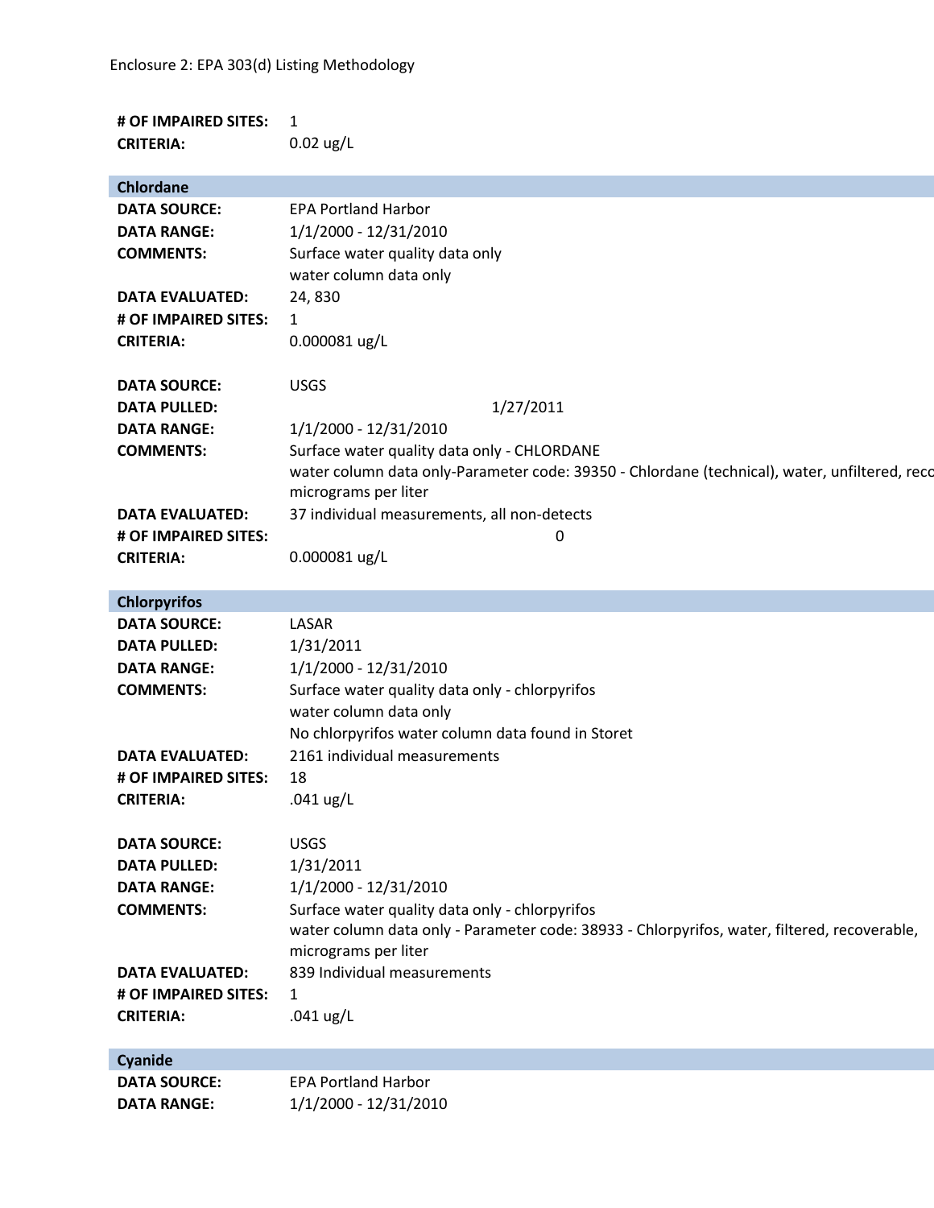| | |
|---|---|
| **# OF IMPAIRED SITES:** | 1 |
| **CRITERIA:** | 0.02 ug/L |

## Chlordane

| | |
|---|---|
| **DATA SOURCE:** | EPA Portland Harbor |
| **DATA RANGE:** | 1/1/2000 - 12/31/2010 |
| **COMMENTS:** | Surface water quality data only<br>water column data only |
| **DATA EVALUATED:** | 24, 830 |
| **# OF IMPAIRED SITES:** | 1 |
| **CRITERIA:** | 0.000081 ug/L |

| | |
|---|---|
| **DATA SOURCE:** | USGS |
| **DATA PULLED:** | 1/27/2011 |
| **DATA RANGE:** | 1/1/2000 - 12/31/2010 |
| **COMMENTS:** | Surface water quality data only - CHLORDANE<br>water column data only-Parameter code: 39350 - Chlordane (technical), water, unfiltered, reco<br>micrograms per liter |
| **DATA EVALUATED:** | 37 individual measurements, all non-detects |
| **# OF IMPAIRED SITES:** | 0 |
| **CRITERIA:** | 0.000081 ug/L |

## Chlorpyrifos

| | |
|---|---|
| **DATA SOURCE:** | LASAR |
| **DATA PULLED:** | 1/31/2011 |
| **DATA RANGE:** | 1/1/2000 - 12/31/2010 |
| **COMMENTS:** | Surface water quality data only - chlorpyrifos<br>water column data only<br>No chlorpyrifos water column data found in Storet |
| **DATA EVALUATED:** | 2161 individual measurements |
| **# OF IMPAIRED SITES:** | 18 |
| **CRITERIA:** | .041 ug/L |

| | |
|---|---|
| **DATA SOURCE:** | USGS |
| **DATA PULLED:** | 1/31/2011 |
| **DATA RANGE:** | 1/1/2000 - 12/31/2010 |
| **COMMENTS:** | Surface water quality data only - chlorpyrifos<br>water column data only - Parameter code: 38933 - Chlorpyrifos, water, filtered, recoverable,<br>micrograms per liter |
| **DATA EVALUATED:** | 839 Individual measurements |
| **# OF IMPAIRED SITES:** | 1 |
| **CRITERIA:** | .041 ug/L |

## Cyanide

| | |
|---|---|
| **DATA SOURCE:** | EPA Portland Harbor |
| **DATA RANGE:** | 1/1/2000 - 12/31/2010 |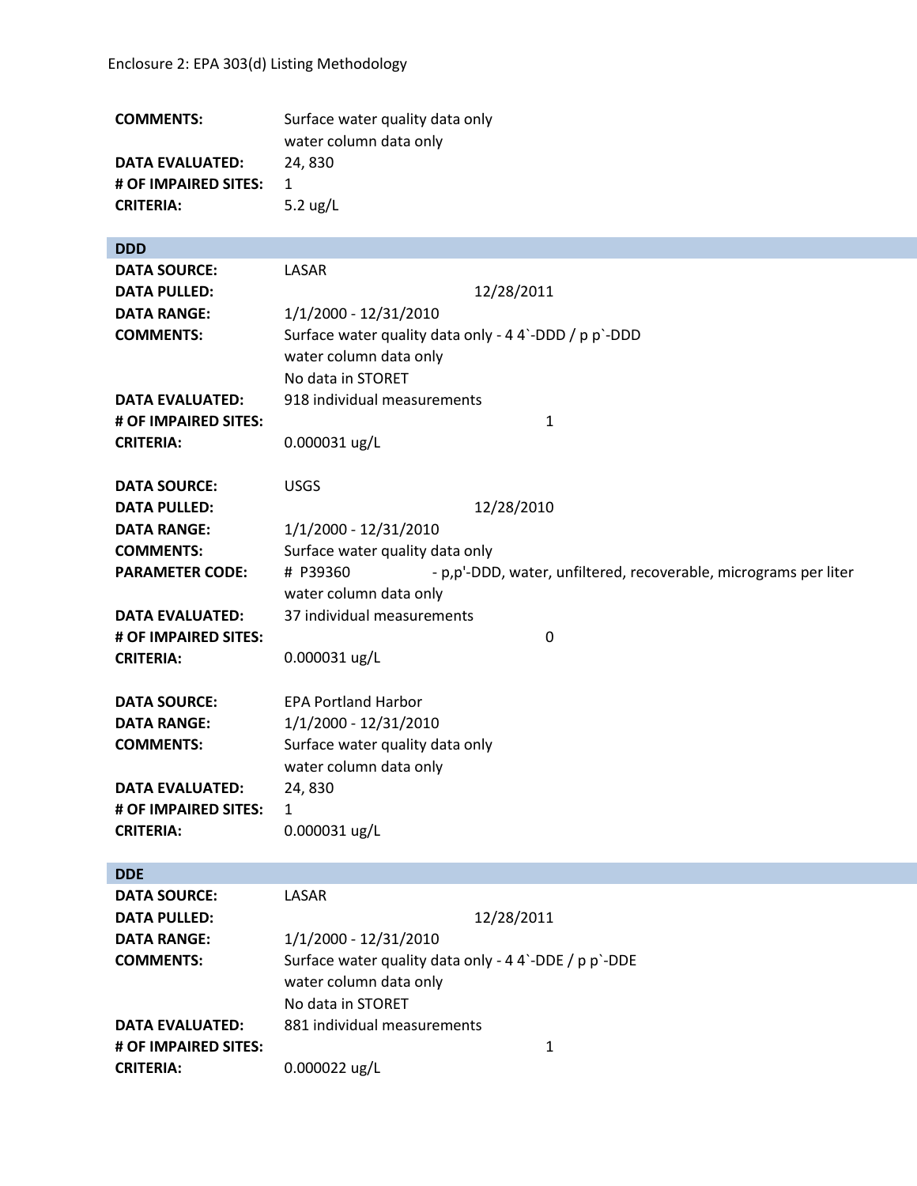| | |
|---|---|
| **COMMENTS:** | Surface water quality data only<br>water column data only |
| **DATA EVALUATED:** | 24, 830 |
| **# OF IMPAIRED SITES:** | 1 |
| **CRITERIA:** | 5.2 ug/L |

## DDD

| | |
|---|---|
| **DATA SOURCE:** | LASAR |
| **DATA PULLED:** | 12/28/2011 |
| **DATA RANGE:** | 1/1/2000 - 12/31/2010 |
| **COMMENTS:** | Surface water quality data only - 4 4`-DDD / p p`-DDD<br>water column data only<br>No data in STORET |
| **DATA EVALUATED:** | 918 individual measurements |
| **# OF IMPAIRED SITES:** | 1 |
| **CRITERIA:** | 0.000031 ug/L |

| | |
|---|---|
| **DATA SOURCE:** | USGS |
| **DATA PULLED:** | 12/28/2010 |
| **DATA RANGE:** | 1/1/2000 - 12/31/2010 |
| **COMMENTS:** | Surface water quality data only |
| **PARAMETER CODE:** | # P39360 - p,p'-DDD, water, unfiltered, recoverable, micrograms per liter<br>water column data only |
| **DATA EVALUATED:** | 37 individual measurements |
| **# OF IMPAIRED SITES:** | 0 |
| **CRITERIA:** | 0.000031 ug/L |

| | |
|---|---|
| **DATA SOURCE:** | EPA Portland Harbor |
| **DATA RANGE:** | 1/1/2000 - 12/31/2010 |
| **COMMENTS:** | Surface water quality data only<br>water column data only |
| **DATA EVALUATED:** | 24, 830 |
| **# OF IMPAIRED SITES:** | 1 |
| **CRITERIA:** | 0.000031 ug/L |

## DDE

| | |
|---|---|
| **DATA SOURCE:** | LASAR |
| **DATA PULLED:** | 12/28/2011 |
| **DATA RANGE:** | 1/1/2000 - 12/31/2010 |
| **COMMENTS:** | Surface water quality data only - 4 4`-DDE / p p`-DDE<br>water column data only<br>No data in STORET |
| **DATA EVALUATED:** | 881 individual measurements |
| **# OF IMPAIRED SITES:** | 1 |
| **CRITERIA:** | 0.000022 ug/L |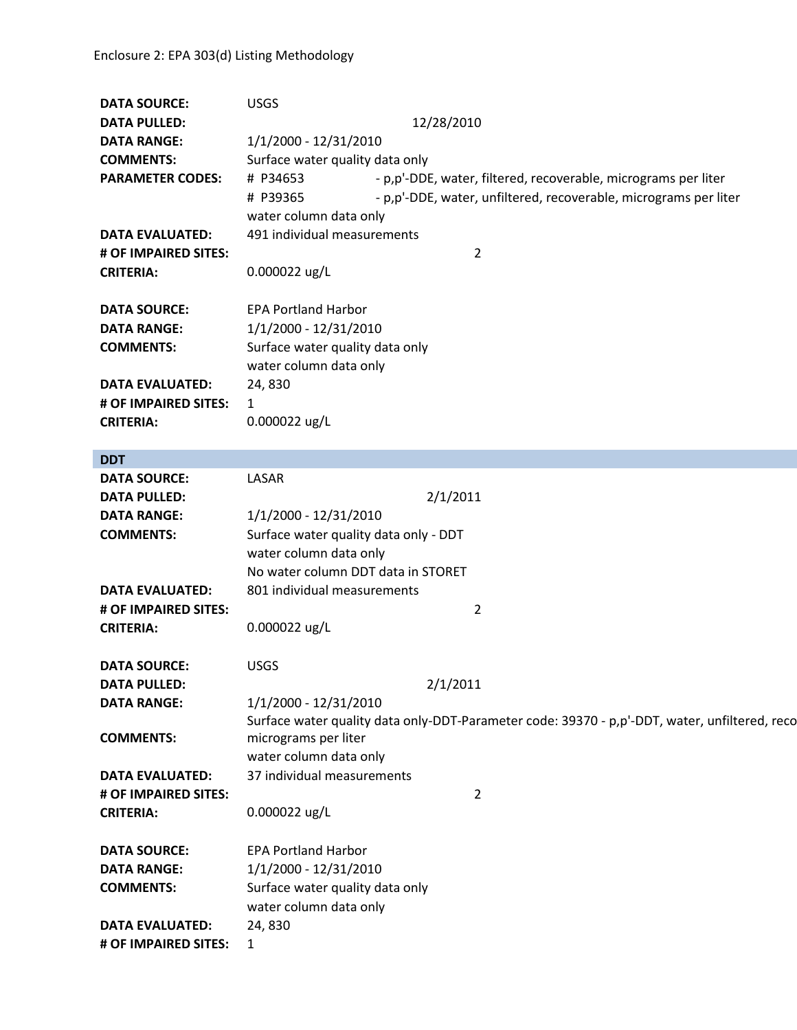| | | |
|---|---|---|
| **DATA SOURCE:** | USGS | |
| **DATA PULLED:** | 12/28/2010 | |
| **DATA RANGE:** | 1/1/2000 - 12/31/2010 | |
| **COMMENTS:** | Surface water quality data only | |
| **PARAMETER CODES:** | # P34653 | - p,p'-DDE, water, filtered, recoverable, micrograms per liter |
| | # P39365 | - p,p'-DDE, water, unfiltered, recoverable, micrograms per liter |
| | water column data only | |
| **DATA EVALUATED:** | 491 individual measurements | |
| **# OF IMPAIRED SITES:** | 2 | |
| **CRITERIA:** | 0.000022 ug/L | |

| | |
|---|---|
| **DATA SOURCE:** | EPA Portland Harbor |
| **DATA RANGE:** | 1/1/2000 - 12/31/2010 |
| **COMMENTS:** | Surface water quality data only |
| | water column data only |
| **DATA EVALUATED:** | 24, 830 |
| **# OF IMPAIRED SITES:** | 1 |
| **CRITERIA:** | 0.000022 ug/L |

## DDT

| | |
|---|---|
| **DATA SOURCE:** | LASAR |
| **DATA PULLED:** | 2/1/2011 |
| **DATA RANGE:** | 1/1/2000 - 12/31/2010 |
| **COMMENTS:** | Surface water quality data only - DDT |
| | water column data only |
| | No water column DDT data in STORET |
| **DATA EVALUATED:** | 801 individual measurements |
| **# OF IMPAIRED SITES:** | 2 |
| **CRITERIA:** | 0.000022 ug/L |

| | |
|---|---|
| **DATA SOURCE:** | USGS |
| **DATA PULLED:** | 2/1/2011 |
| **DATA RANGE:** | 1/1/2000 - 12/31/2010 |
| **COMMENTS:** | Surface water quality data only-DDT-Parameter code: 39370 - p,p'-DDT, water, unfiltered, reco micrograms per liter |
| | water column data only |
| **DATA EVALUATED:** | 37 individual measurements |
| **# OF IMPAIRED SITES:** | 2 |
| **CRITERIA:** | 0.000022 ug/L |

| | |
|---|---|
| **DATA SOURCE:** | EPA Portland Harbor |
| **DATA RANGE:** | 1/1/2000 - 12/31/2010 |
| **COMMENTS:** | Surface water quality data only |
| | water column data only |
| **DATA EVALUATED:** | 24, 830 |
| **# OF IMPAIRED SITES:** | 1 |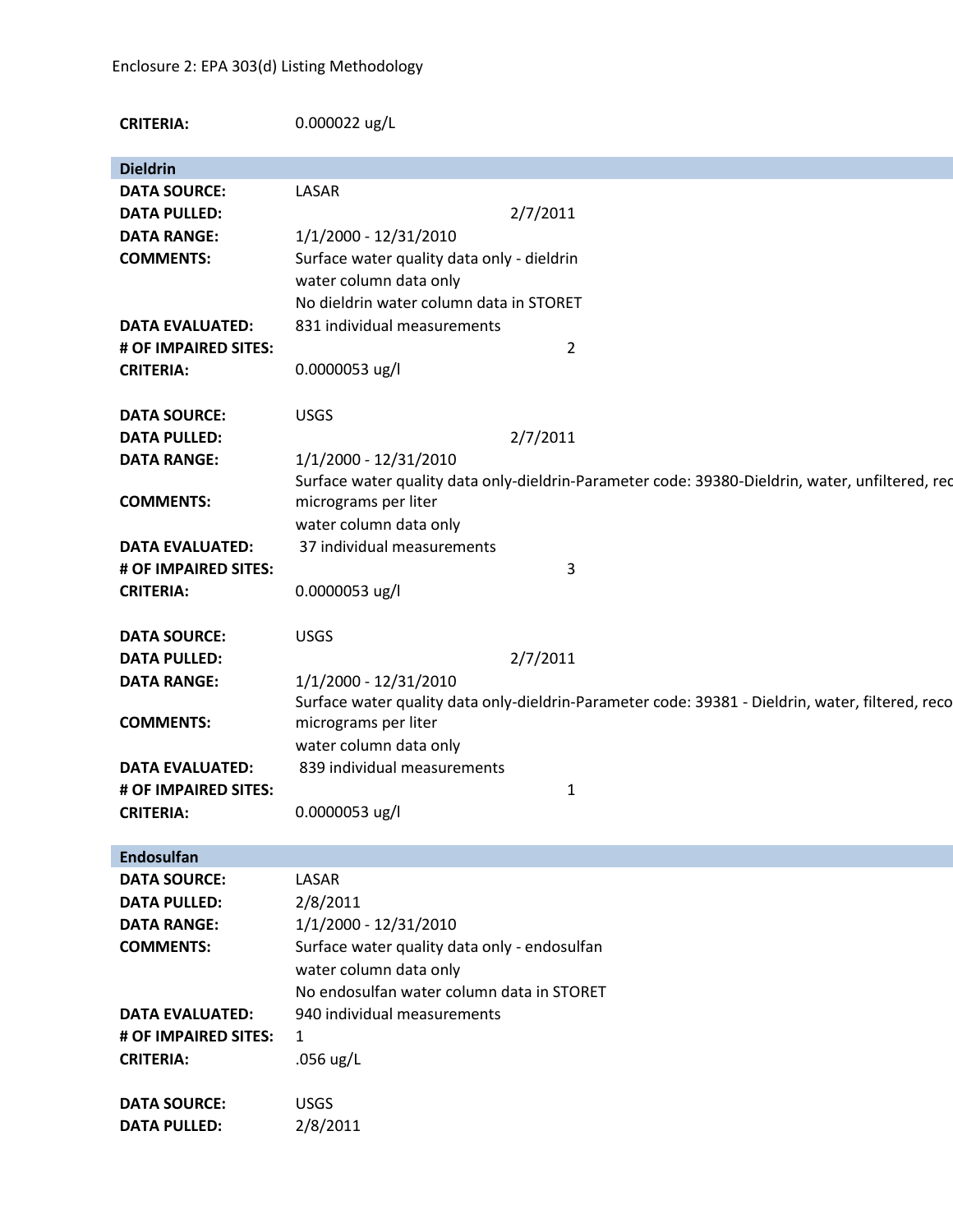| | |
|---|---|
| **CRITERIA:** | 0.000022 ug/L |

| **Dieldrin** | |
|---|---|
| **DATA SOURCE:** | LASAR |
| **DATA PULLED:** | 2/7/2011 |
| **DATA RANGE:** | 1/1/2000 - 12/31/2010 |
| **COMMENTS:** | Surface water quality data only - dieldrin<br>water column data only<br>No dieldrin water column data in STORET |
| **DATA EVALUATED:** | 831 individual measurements |
| **# OF IMPAIRED SITES:** | 2 |
| **CRITERIA:** | 0.0000053 ug/l |
| | |
| **DATA SOURCE:** | USGS |
| **DATA PULLED:** | 2/7/2011 |
| **DATA RANGE:** | 1/1/2000 - 12/31/2010 |
| **COMMENTS:** | Surface water quality data only-dieldrin-Parameter code: 39380-Dieldrin, water, unfiltered, rec<br>micrograms per liter<br>water column data only |
| **DATA EVALUATED:** | 37 individual measurements |
| **# OF IMPAIRED SITES:** | 3 |
| **CRITERIA:** | 0.0000053 ug/l |
| | |
| **DATA SOURCE:** | USGS |
| **DATA PULLED:** | 2/7/2011 |
| **DATA RANGE:** | 1/1/2000 - 12/31/2010 |
| **COMMENTS:** | Surface water quality data only-dieldrin-Parameter code: 39381 - Dieldrin, water, filtered, reco<br>micrograms per liter<br>water column data only |
| **DATA EVALUATED:** | 839 individual measurements |
| **# OF IMPAIRED SITES:** | 1 |
| **CRITERIA:** | 0.0000053 ug/l |

| **Endosulfan** | |
|---|---|
| **DATA SOURCE:** | LASAR |
| **DATA PULLED:** | 2/8/2011 |
| **DATA RANGE:** | 1/1/2000 - 12/31/2010 |
| **COMMENTS:** | Surface water quality data only - endosulfan<br>water column data only<br>No endosulfan water column data in STORET |
| **DATA EVALUATED:** | 940 individual measurements |
| **# OF IMPAIRED SITES:** | 1 |
| **CRITERIA:** | .056 ug/L |
| | |
| **DATA SOURCE:** | USGS |
| **DATA PULLED:** | 2/8/2011 |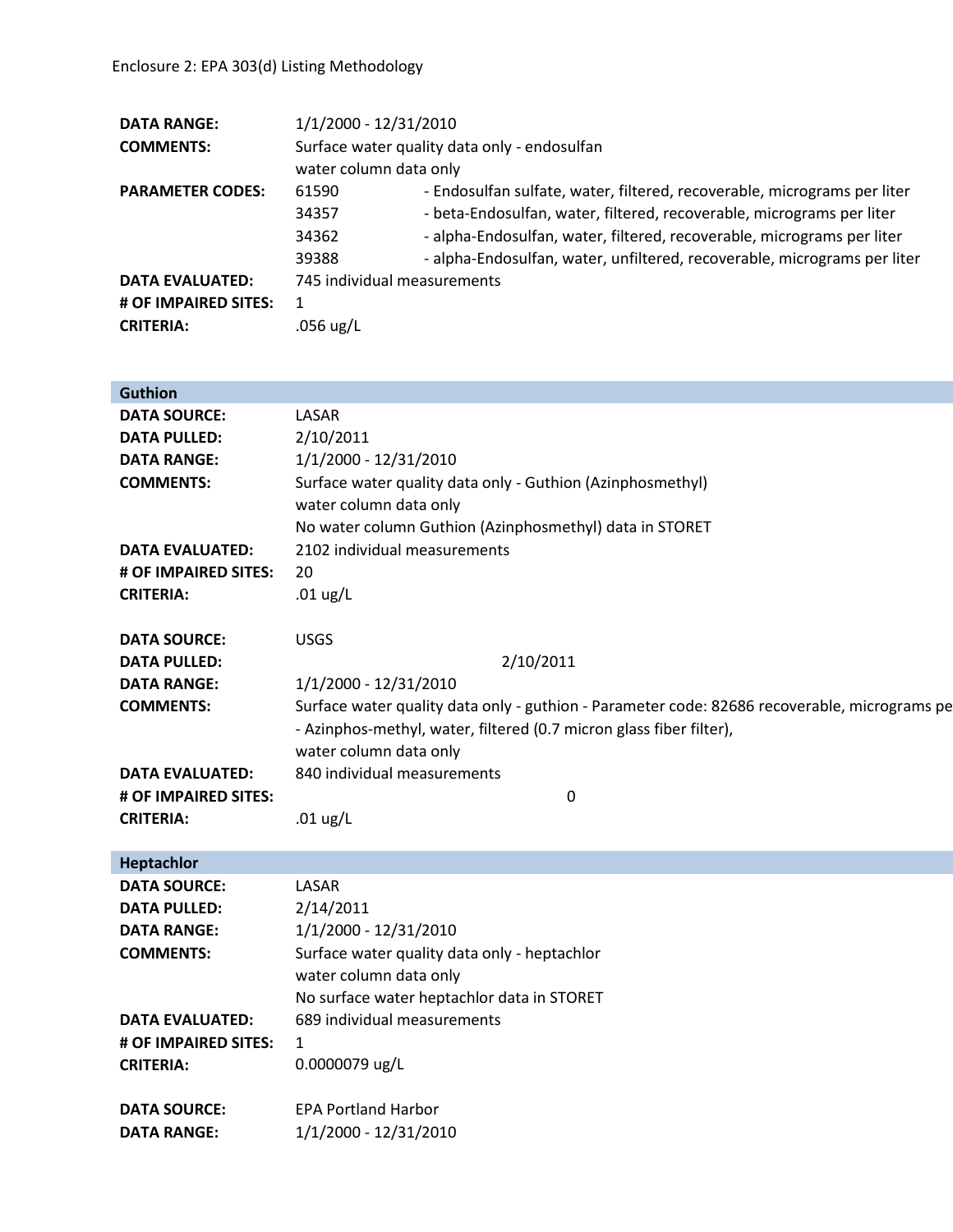Enclosure 2: EPA 303(d) Listing Methodology

| | | |
|---|---|---|
| **DATA RANGE:** | 1/1/2000 - 12/31/2010 | |
| **COMMENTS:** | Surface water quality data only - endosulfan<br>water column data only | |
| **PARAMETER CODES:** | 61590 | - Endosulfan sulfate, water, filtered, recoverable, micrograms per liter |
| | 34357 | - beta-Endosulfan, water, filtered, recoverable, micrograms per liter |
| | 34362 | - alpha-Endosulfan, water, filtered, recoverable, micrograms per liter |
| | 39388 | - alpha-Endosulfan, water, unfiltered, recoverable, micrograms per liter |
| **DATA EVALUATED:** | 745 individual measurements | |
| **# OF IMPAIRED SITES:** | 1 | |
| **CRITERIA:** | .056 ug/L | |

## Guthion

| | |
|---|---|
| **DATA SOURCE:** | LASAR |
| **DATA PULLED:** | 2/10/2011 |
| **DATA RANGE:** | 1/1/2000 - 12/31/2010 |
| **COMMENTS:** | Surface water quality data only - Guthion (Azinphosmethyl)<br>water column data only<br>No water column Guthion (Azinphosmethyl) data in STORET |
| **DATA EVALUATED:** | 2102 individual measurements |
| **# OF IMPAIRED SITES:** | 20 |
| **CRITERIA:** | .01 ug/L |

| | |
|---|---|
| **DATA SOURCE:** | USGS |
| **DATA PULLED:** | 2/10/2011 |
| **DATA RANGE:** | 1/1/2000 - 12/31/2010 |
| **COMMENTS:** | Surface water quality data only - guthion - Parameter code: 82686 recoverable, micrograms pe<br>- Azinphos-methyl, water, filtered (0.7 micron glass fiber filter),<br>water column data only |
| **DATA EVALUATED:** | 840 individual measurements |
| **# OF IMPAIRED SITES:** | 0 |
| **CRITERIA:** | .01 ug/L |

## Heptachlor

| | |
|---|---|
| **DATA SOURCE:** | LASAR |
| **DATA PULLED:** | 2/14/2011 |
| **DATA RANGE:** | 1/1/2000 - 12/31/2010 |
| **COMMENTS:** | Surface water quality data only - heptachlor<br>water column data only<br>No surface water heptachlor data in STORET |
| **DATA EVALUATED:** | 689 individual measurements |
| **# OF IMPAIRED SITES:** | 1 |
| **CRITERIA:** | 0.0000079 ug/L |

| | |
|---|---|
| **DATA SOURCE:** | EPA Portland Harbor |
| **DATA RANGE:** | 1/1/2000 - 12/31/2010 |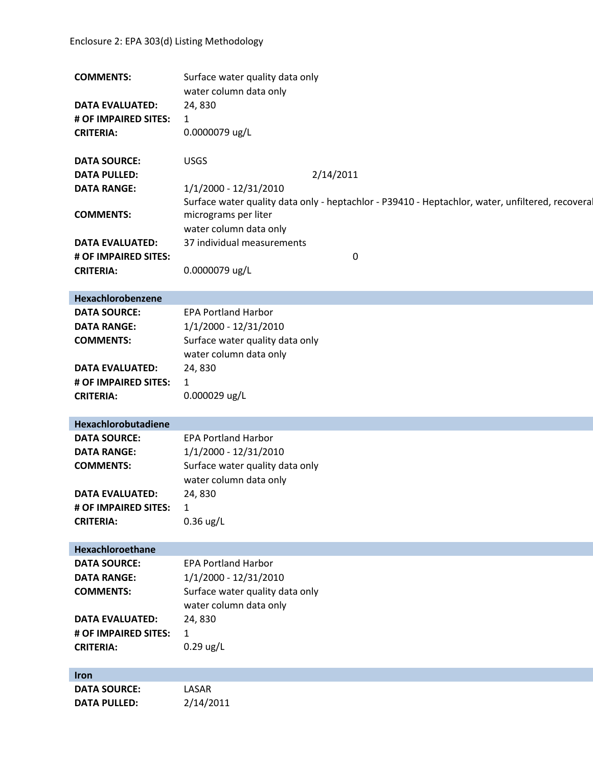| | |
|---|---|
| **COMMENTS:** | Surface water quality data only |
| | water column data only |
| **DATA EVALUATED:** | 24, 830 |
| **# OF IMPAIRED SITES:** | 1 |
| **CRITERIA:** | 0.0000079 ug/L |

| | |
|---|---|
| **DATA SOURCE:** | USGS |
| **DATA PULLED:** | 2/14/2011 |
| **DATA RANGE:** | 1/1/2000 - 12/31/2010 |
| **COMMENTS:** | Surface water quality data only - heptachlor - P39410 - Heptachlor, water, unfiltered, recoveral micrograms per liter |
| | water column data only |
| **DATA EVALUATED:** | 37 individual measurements |
| **# OF IMPAIRED SITES:** | 0 |
| **CRITERIA:** | 0.0000079 ug/L |

## Hexachlorobenzene

| | |
|---|---|
| **DATA SOURCE:** | EPA Portland Harbor |
| **DATA RANGE:** | 1/1/2000 - 12/31/2010 |
| **COMMENTS:** | Surface water quality data only |
| | water column data only |
| **DATA EVALUATED:** | 24, 830 |
| **# OF IMPAIRED SITES:** | 1 |
| **CRITERIA:** | 0.000029 ug/L |

## Hexachlorobutadiene

| | |
|---|---|
| **DATA SOURCE:** | EPA Portland Harbor |
| **DATA RANGE:** | 1/1/2000 - 12/31/2010 |
| **COMMENTS:** | Surface water quality data only |
| | water column data only |
| **DATA EVALUATED:** | 24, 830 |
| **# OF IMPAIRED SITES:** | 1 |
| **CRITERIA:** | 0.36 ug/L |

## Hexachloroethane

| | |
|---|---|
| **DATA SOURCE:** | EPA Portland Harbor |
| **DATA RANGE:** | 1/1/2000 - 12/31/2010 |
| **COMMENTS:** | Surface water quality data only |
| | water column data only |
| **DATA EVALUATED:** | 24, 830 |
| **# OF IMPAIRED SITES:** | 1 |
| **CRITERIA:** | 0.29 ug/L |

## Iron

| | |
|---|---|
| **DATA SOURCE:** | LASAR |
| **DATA PULLED:** | 2/14/2011 |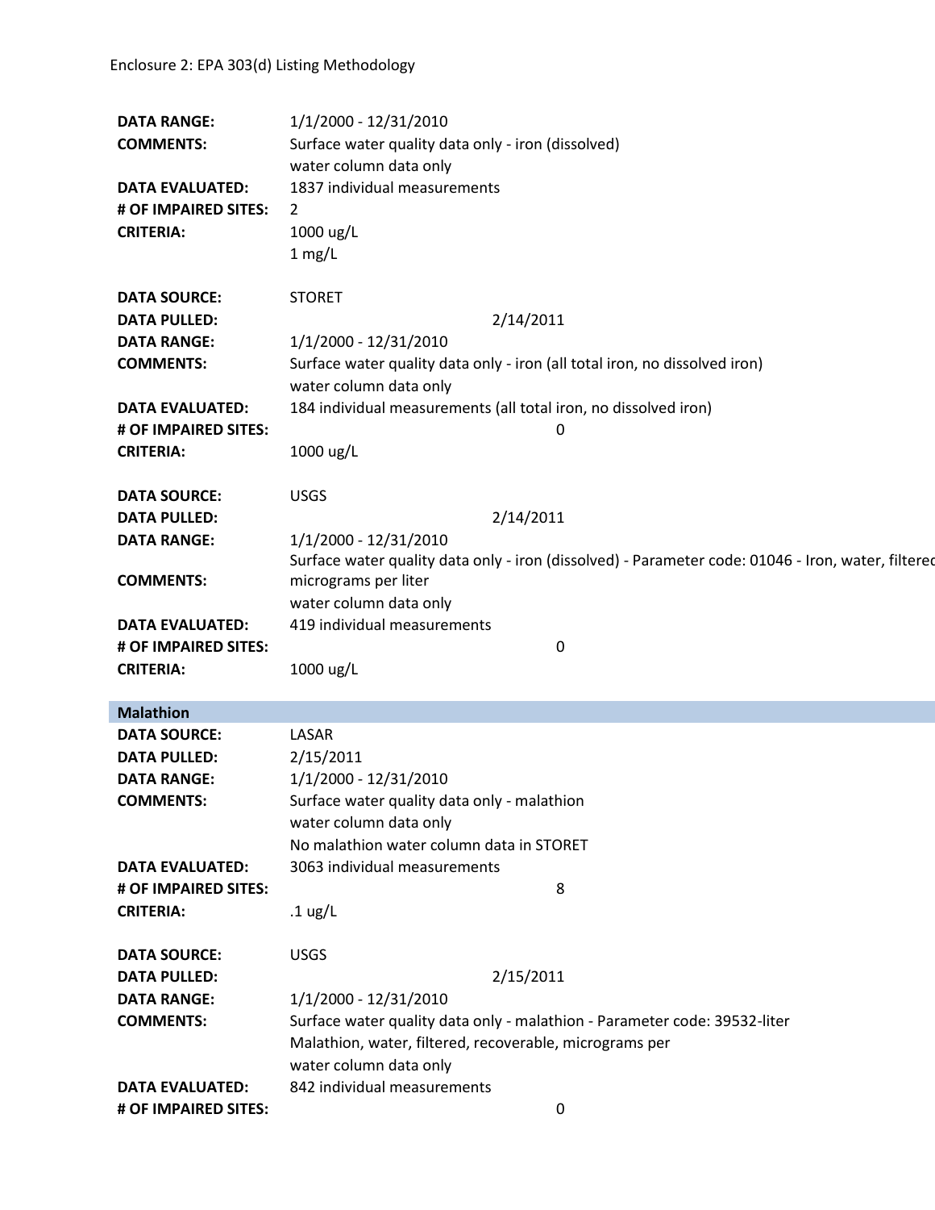| | |
|---|---|
| **DATA RANGE:** | 1/1/2000 - 12/31/2010 |
| **COMMENTS:** | Surface water quality data only - iron (dissolved)<br>water column data only |
| **DATA EVALUATED:** | 1837 individual measurements |
| **# OF IMPAIRED SITES:** | 2 |
| **CRITERIA:** | 1000 ug/L<br>1 mg/L |

| | |
|---|---|
| **DATA SOURCE:** | STORET |
| **DATA PULLED:** | 2/14/2011 |
| **DATA RANGE:** | 1/1/2000 - 12/31/2010 |
| **COMMENTS:** | Surface water quality data only - iron (all total iron, no dissolved iron)<br>water column data only |
| **DATA EVALUATED:** | 184 individual measurements (all total iron, no dissolved iron) |
| **# OF IMPAIRED SITES:** | 0 |
| **CRITERIA:** | 1000 ug/L |

| | |
|---|---|
| **DATA SOURCE:** | USGS |
| **DATA PULLED:** | 2/14/2011 |
| **DATA RANGE:** | 1/1/2000 - 12/31/2010 |
| **COMMENTS:** | Surface water quality data only - iron (dissolved) - Parameter code: 01046 - Iron, water, filtered<br>micrograms per liter<br>water column data only |
| **DATA EVALUATED:** | 419 individual measurements |
| **# OF IMPAIRED SITES:** | 0 |
| **CRITERIA:** | 1000 ug/L |

### Malathion

| | |
|---|---|
| **DATA SOURCE:** | LASAR |
| **DATA PULLED:** | 2/15/2011 |
| **DATA RANGE:** | 1/1/2000 - 12/31/2010 |
| **COMMENTS:** | Surface water quality data only - malathion<br>water column data only<br>No malathion water column data in STORET |
| **DATA EVALUATED:** | 3063 individual measurements |
| **# OF IMPAIRED SITES:** | 8 |
| **CRITERIA:** | .1 ug/L |

| | |
|---|---|
| **DATA SOURCE:** | USGS |
| **DATA PULLED:** | 2/15/2011 |
| **DATA RANGE:** | 1/1/2000 - 12/31/2010 |
| **COMMENTS:** | Surface water quality data only - malathion - Parameter code: 39532-liter<br>Malathion, water, filtered, recoverable, micrograms per<br>water column data only |
| **DATA EVALUATED:** | 842 individual measurements |
| **# OF IMPAIRED SITES:** | 0 |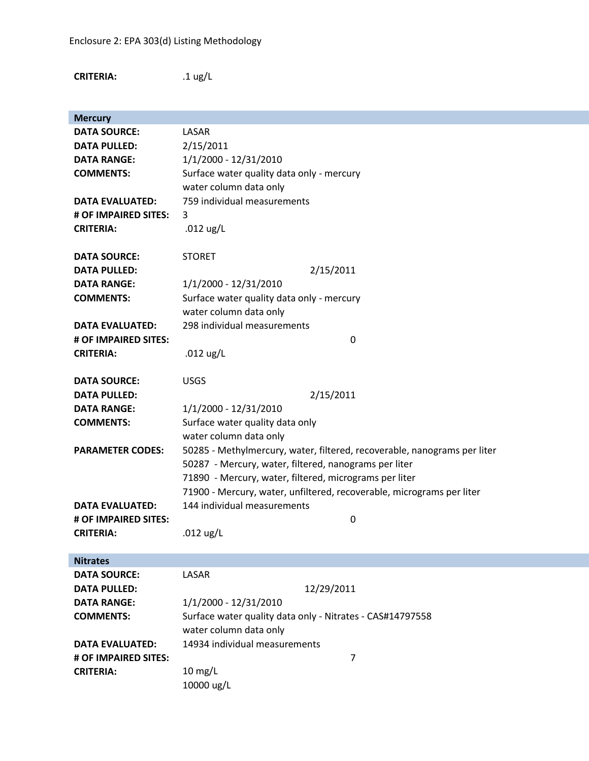| | |
|---|---|
| **CRITERIA:** | .1 ug/L |

| **Mercury** | |
|---|---|
| **DATA SOURCE:** | LASAR |
| **DATA PULLED:** | 2/15/2011 |
| **DATA RANGE:** | 1/1/2000 - 12/31/2010 |
| **COMMENTS:** | Surface water quality data only - mercury water column data only |
| **DATA EVALUATED:** | 759 individual measurements |
| **# OF IMPAIRED SITES:** | 3 |
| **CRITERIA:** | .012 ug/L |
| | |
| **DATA SOURCE:** | STORET |
| **DATA PULLED:** | 2/15/2011 |
| **DATA RANGE:** | 1/1/2000 - 12/31/2010 |
| **COMMENTS:** | Surface water quality data only - mercury water column data only |
| **DATA EVALUATED:** | 298 individual measurements |
| **# OF IMPAIRED SITES:** | 0 |
| **CRITERIA:** | .012 ug/L |
| | |
| **DATA SOURCE:** | USGS |
| **DATA PULLED:** | 2/15/2011 |
| **DATA RANGE:** | 1/1/2000 - 12/31/2010 |
| **COMMENTS:** | Surface water quality data only water column data only |
| **PARAMETER CODES:** | 50285 - Methylmercury, water, filtered, recoverable, nanograms per liter<br>50287 - Mercury, water, filtered, nanograms per liter<br>71890 - Mercury, water, filtered, micrograms per liter<br>71900 - Mercury, water, unfiltered, recoverable, micrograms per liter |
| **DATA EVALUATED:** | 144 individual measurements |
| **# OF IMPAIRED SITES:** | 0 |
| **CRITERIA:** | .012 ug/L |

| **Nitrates** | |
|---|---|
| **DATA SOURCE:** | LASAR |
| **DATA PULLED:** | 12/29/2011 |
| **DATA RANGE:** | 1/1/2000 - 12/31/2010 |
| **COMMENTS:** | Surface water quality data only - Nitrates - CAS#14797558 water column data only |
| **DATA EVALUATED:** | 14934 individual measurements |
| **# OF IMPAIRED SITES:** | 7 |
| **CRITERIA:** | 10 mg/L<br>10000 ug/L |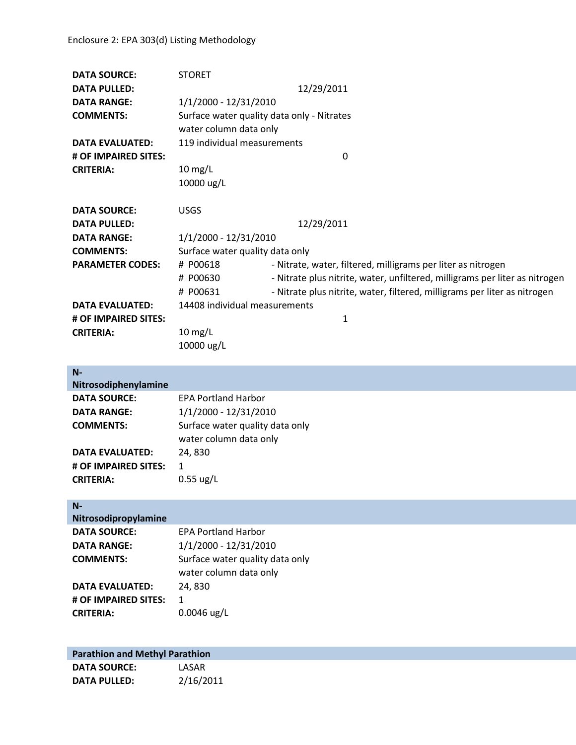Enclosure 2: EPA 303(d) Listing Methodology

| | |
|---|---|
| **DATA SOURCE:** | STORET |
| **DATA PULLED:** | 12/29/2011 |
| **DATA RANGE:** | 1/1/2000 - 12/31/2010 |
| **COMMENTS:** | Surface water quality data only - Nitrates<br>water column data only |
| **DATA EVALUATED:** | 119 individual measurements |
| **# OF IMPAIRED SITES:** | 0 |
| **CRITERIA:** | 10 mg/L<br>10000 ug/L |

| | | |
|---|---|---|
| **DATA SOURCE:** | USGS | |
| **DATA PULLED:** | 12/29/2011 | |
| **DATA RANGE:** | 1/1/2000 - 12/31/2010 | |
| **COMMENTS:** | Surface water quality data only | |
| **PARAMETER CODES:** | # P00618 | - Nitrate, water, filtered, milligrams per liter as nitrogen |
| | # P00630 | - Nitrate plus nitrite, water, unfiltered, milligrams per liter as nitrogen |
| | # P00631 | - Nitrate plus nitrite, water, filtered, milligrams per liter as nitrogen |
| **DATA EVALUATED:** | 14408 individual measurements | |
| **# OF IMPAIRED SITES:** | 1 | |
| **CRITERIA:** | 10 mg/L<br>10000 ug/L | |

## N-Nitrosodiphenylamine

| | |
|---|---|
| **DATA SOURCE:** | EPA Portland Harbor |
| **DATA RANGE:** | 1/1/2000 - 12/31/2010 |
| **COMMENTS:** | Surface water quality data only<br>water column data only |
| **DATA EVALUATED:** | 24, 830 |
| **# OF IMPAIRED SITES:** | 1 |
| **CRITERIA:** | 0.55 ug/L |

## N-Nitrosodipropylamine

| | |
|---|---|
| **DATA SOURCE:** | EPA Portland Harbor |
| **DATA RANGE:** | 1/1/2000 - 12/31/2010 |
| **COMMENTS:** | Surface water quality data only<br>water column data only |
| **DATA EVALUATED:** | 24, 830 |
| **# OF IMPAIRED SITES:** | 1 |
| **CRITERIA:** | 0.0046 ug/L |

## Parathion and Methyl Parathion

| | |
|---|---|
| **DATA SOURCE:** | LASAR |
| **DATA PULLED:** | 2/16/2011 |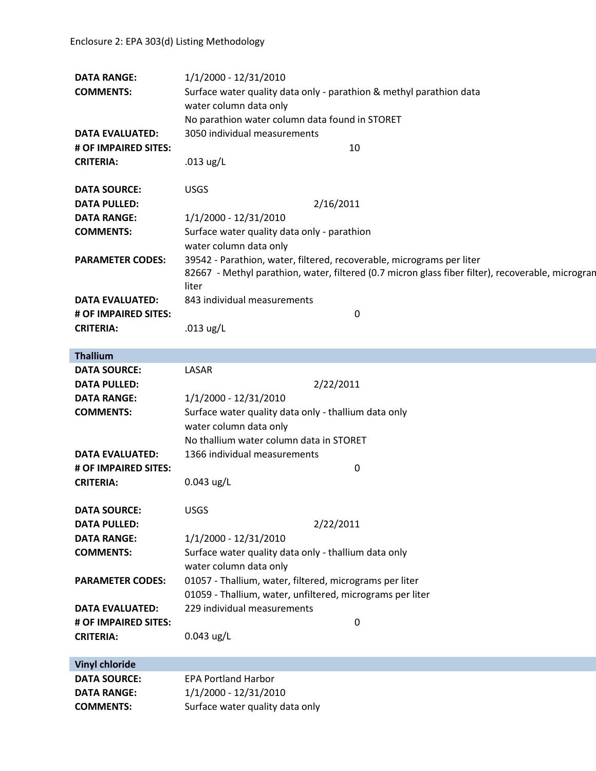| | |
|---|---|
| **DATA RANGE:** | 1/1/2000 - 12/31/2010 |
| **COMMENTS:** | Surface water quality data only - parathion & methyl parathion data<br>water column data only<br>No parathion water column data found in STORET |
| **DATA EVALUATED:** | 3050 individual measurements |
| **# OF IMPAIRED SITES:** | 10 |
| **CRITERIA:** | .013 ug/L |

| | |
|---|---|
| **DATA SOURCE:** | USGS |
| **DATA PULLED:** | 2/16/2011 |
| **DATA RANGE:** | 1/1/2000 - 12/31/2010 |
| **COMMENTS:** | Surface water quality data only - parathion<br>water column data only |
| **PARAMETER CODES:** | 39542 - Parathion, water, filtered, recoverable, micrograms per liter<br>82667 - Methyl parathion, water, filtered (0.7 micron glass fiber filter), recoverable, microgran liter |
| **DATA EVALUATED:** | 843 individual measurements |
| **# OF IMPAIRED SITES:** | 0 |
| **CRITERIA:** | .013 ug/L |

## Thallium

| | |
|---|---|
| **DATA SOURCE:** | LASAR |
| **DATA PULLED:** | 2/22/2011 |
| **DATA RANGE:** | 1/1/2000 - 12/31/2010 |
| **COMMENTS:** | Surface water quality data only - thallium data only<br>water column data only<br>No thallium water column data in STORET |
| **DATA EVALUATED:** | 1366 individual measurements |
| **# OF IMPAIRED SITES:** | 0 |
| **CRITERIA:** | 0.043 ug/L |

| | |
|---|---|
| **DATA SOURCE:** | USGS |
| **DATA PULLED:** | 2/22/2011 |
| **DATA RANGE:** | 1/1/2000 - 12/31/2010 |
| **COMMENTS:** | Surface water quality data only - thallium data only<br>water column data only |
| **PARAMETER CODES:** | 01057 - Thallium, water, filtered, micrograms per liter<br>01059 - Thallium, water, unfiltered, micrograms per liter |
| **DATA EVALUATED:** | 229 individual measurements |
| **# OF IMPAIRED SITES:** | 0 |
| **CRITERIA:** | 0.043 ug/L |

## Vinyl chloride

| | |
|---|---|
| **DATA SOURCE:** | EPA Portland Harbor |
| **DATA RANGE:** | 1/1/2000 - 12/31/2010 |
| **COMMENTS:** | Surface water quality data only |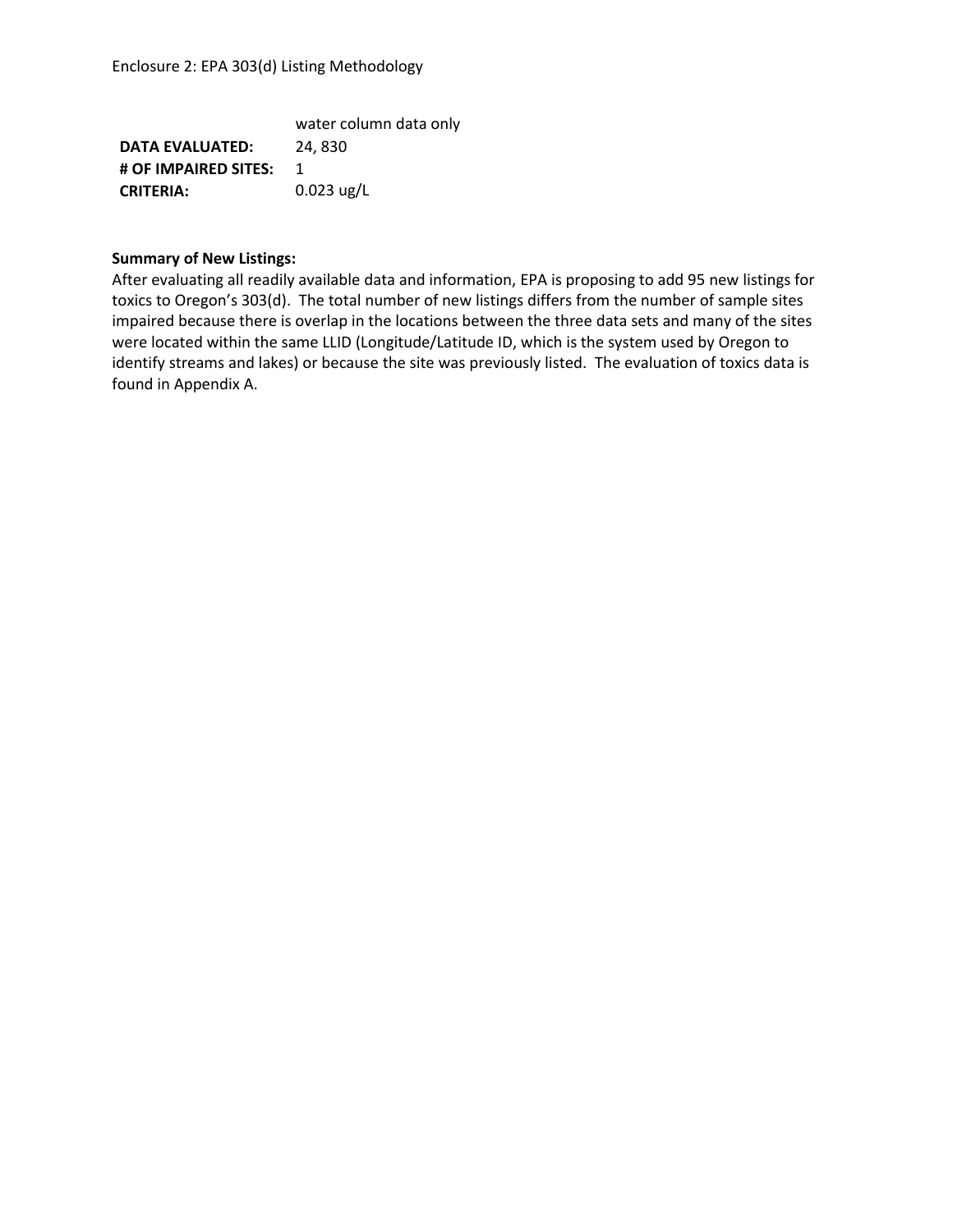| | |
|---|---|
| | water column data only |
| **DATA EVALUATED:** | 24, 830 |
| **# OF IMPAIRED SITES:** | 1 |
| **CRITERIA:** | 0.023 ug/L |

**Summary of New Listings:**

After evaluating all readily available data and information, EPA is proposing to add 95 new listings for toxics to Oregon's 303(d). The total number of new listings differs from the number of sample sites impaired because there is overlap in the locations between the three data sets and many of the sites were located within the same LLID (Longitude/Latitude ID, which is the system used by Oregon to identify streams and lakes) or because the site was previously listed. The evaluation of toxics data is found in Appendix A.